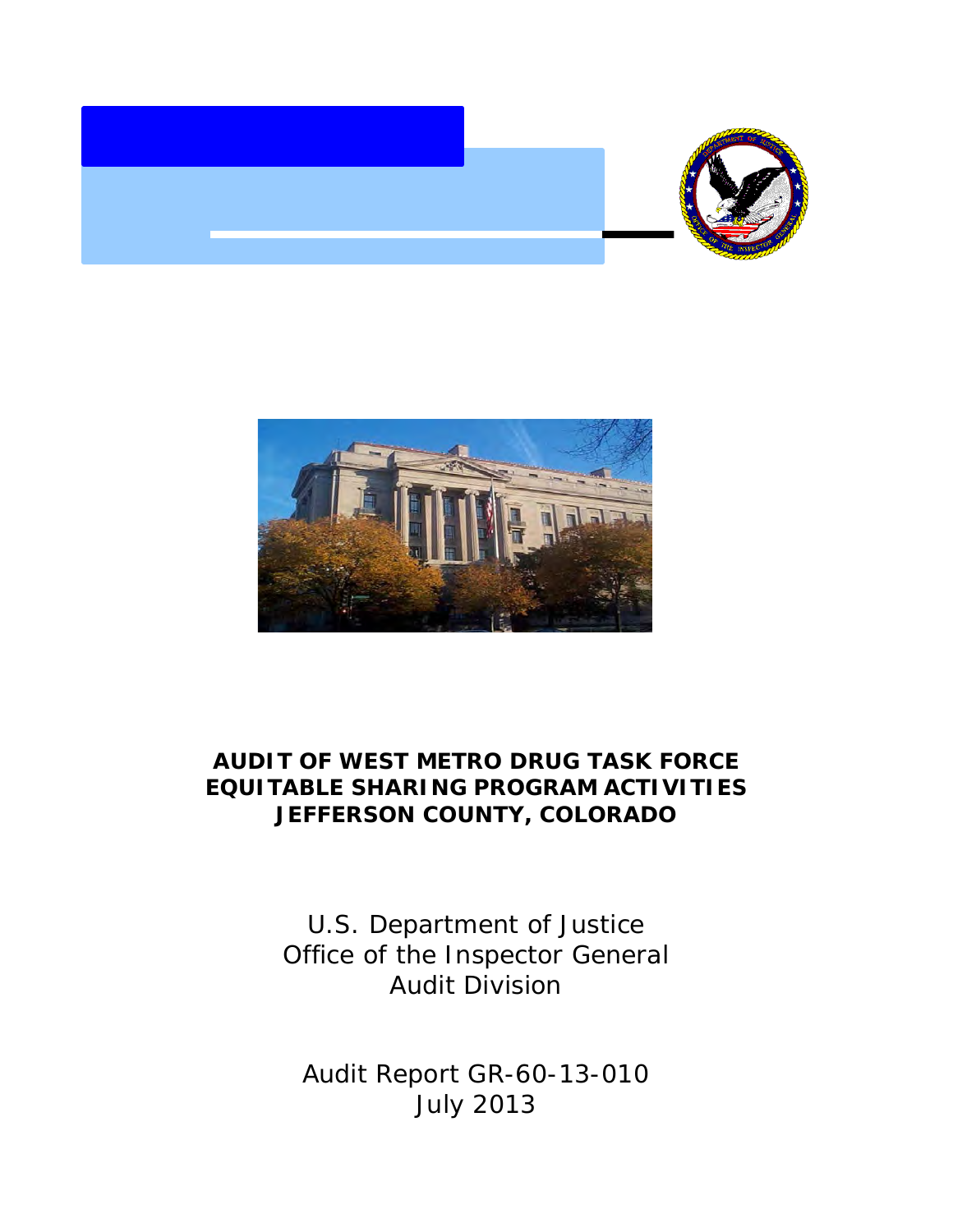# AUDIT OF WEST METRO DRUG TASK FORCE EQUITABLE SHARING PROGRAM ACTIVITIES JEFFERSON COUNTY, COLORADO

U.S. Department of Justice
Office of the Inspector General
Audit Division

Audit Report GR-60-13-010
July 2013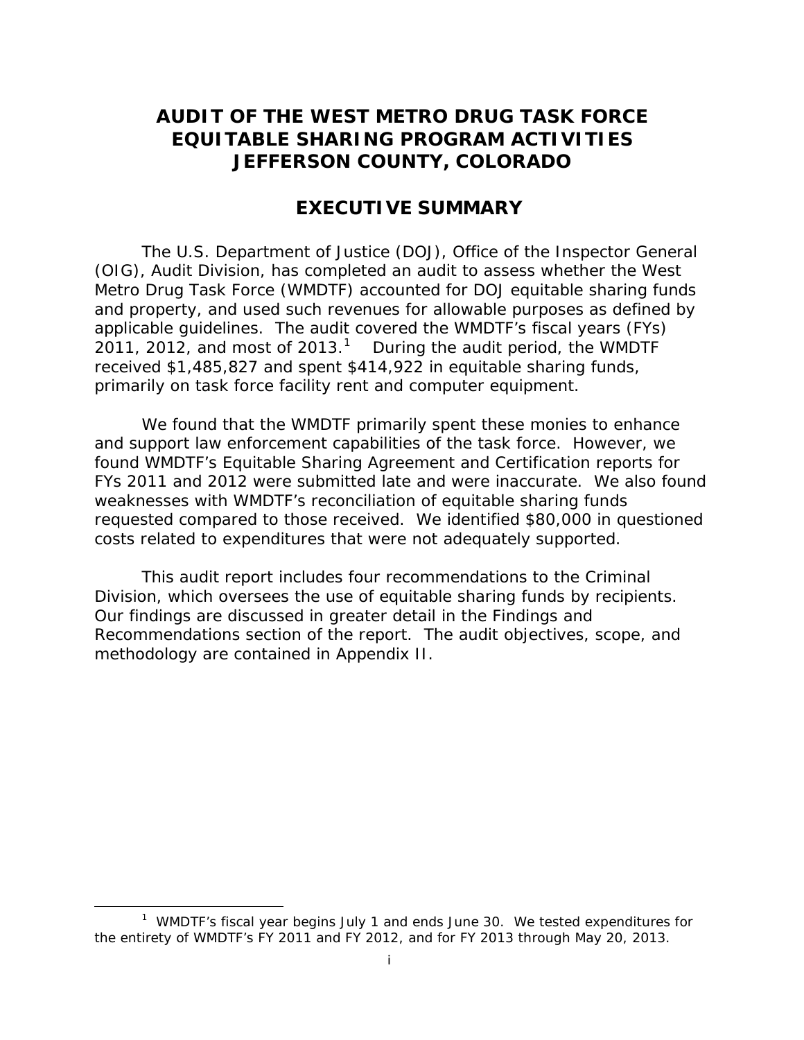# AUDIT OF THE WEST METRO DRUG TASK FORCE EQUITABLE SHARING PROGRAM ACTIVITIES JEFFERSON COUNTY, COLORADO

## EXECUTIVE SUMMARY

The U.S. Department of Justice (DOJ), Office of the Inspector General (OIG), Audit Division, has completed an audit to assess whether the West Metro Drug Task Force (WMDTF) accounted for DOJ equitable sharing funds and property, and used such revenues for allowable purposes as defined by applicable guidelines. The audit covered the WMDTF's fiscal years (FYs) 2011, 2012, and most of 2013.[1] During the audit period, the WMDTF received $1,485,827 and spent $414,922 in equitable sharing funds, primarily on task force facility rent and computer equipment.

We found that the WMDTF primarily spent these monies to enhance and support law enforcement capabilities of the task force. However, we found WMDTF's Equitable Sharing Agreement and Certification reports for FYs 2011 and 2012 were submitted late and were inaccurate. We also found weaknesses with WMDTF's reconciliation of equitable sharing funds requested compared to those received. We identified $80,000 in questioned costs related to expenditures that were not adequately supported.

This audit report includes four recommendations to the Criminal Division, which oversees the use of equitable sharing funds by recipients. Our findings are discussed in greater detail in the Findings and Recommendations section of the report. The audit objectives, scope, and methodology are contained in Appendix II.

[1] WMDTF's fiscal year begins July 1 and ends June 30. We tested expenditures for the entirety of WMDTF's FY 2011 and FY 2012, and for FY 2013 through May 20, 2013.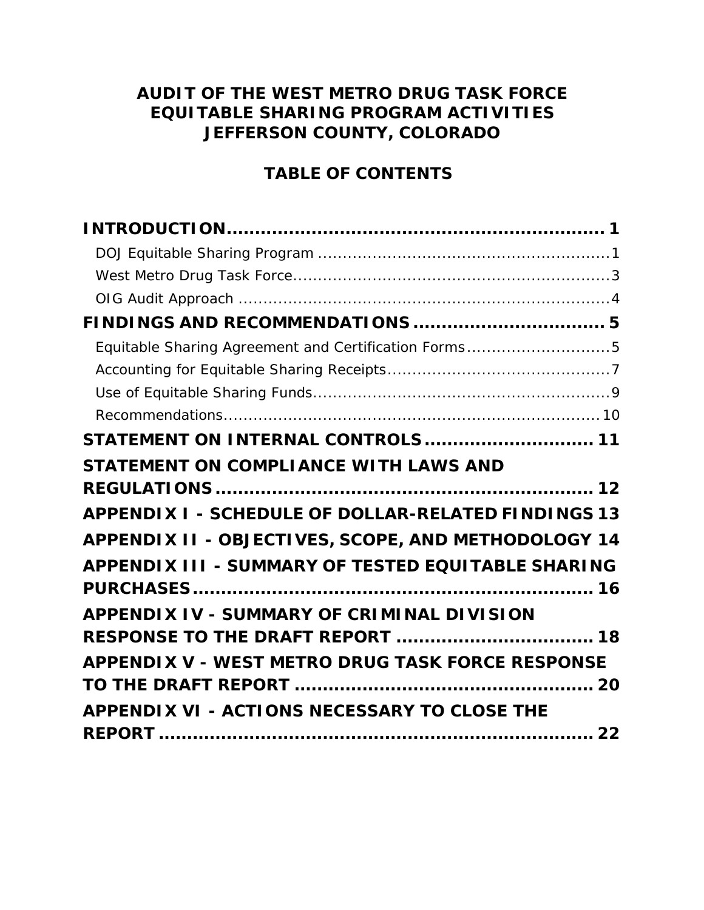# AUDIT OF THE WEST METRO DRUG TASK FORCE EQUITABLE SHARING PROGRAM ACTIVITIES JEFFERSON COUNTY, COLORADO

## TABLE OF CONTENTS

**INTRODUCTION** ........................................................ **1**

- DOJ Equitable Sharing Program ........................................ 1
- West Metro Drug Task Force ........................................... 3
- OIG Audit Approach ................................................... 4

**FINDINGS AND RECOMMENDATIONS** ....................................... **5**

- Equitable Sharing Agreement and Certification Forms .................. 5
- Accounting for Equitable Sharing Receipts ............................ 7
- Use of Equitable Sharing Funds ....................................... 9
- Recommendations ...................................................... 10

**STATEMENT ON INTERNAL CONTROLS** ..................................... **11**

**STATEMENT ON COMPLIANCE WITH LAWS AND REGULATIONS** .................. **12**

**APPENDIX I - SCHEDULE OF DOLLAR-RELATED FINDINGS** .................. **13**

**APPENDIX II - OBJECTIVES, SCOPE, AND METHODOLOGY** .................. **14**

**APPENDIX III - SUMMARY OF TESTED EQUITABLE SHARING PURCHASES** ....... **16**

**APPENDIX IV - SUMMARY OF CRIMINAL DIVISION RESPONSE TO THE DRAFT REPORT** ... **18**

**APPENDIX V - WEST METRO DRUG TASK FORCE RESPONSE TO THE DRAFT REPORT** ..... **20**

**APPENDIX VI - ACTIONS NECESSARY TO CLOSE THE REPORT** ................ **22**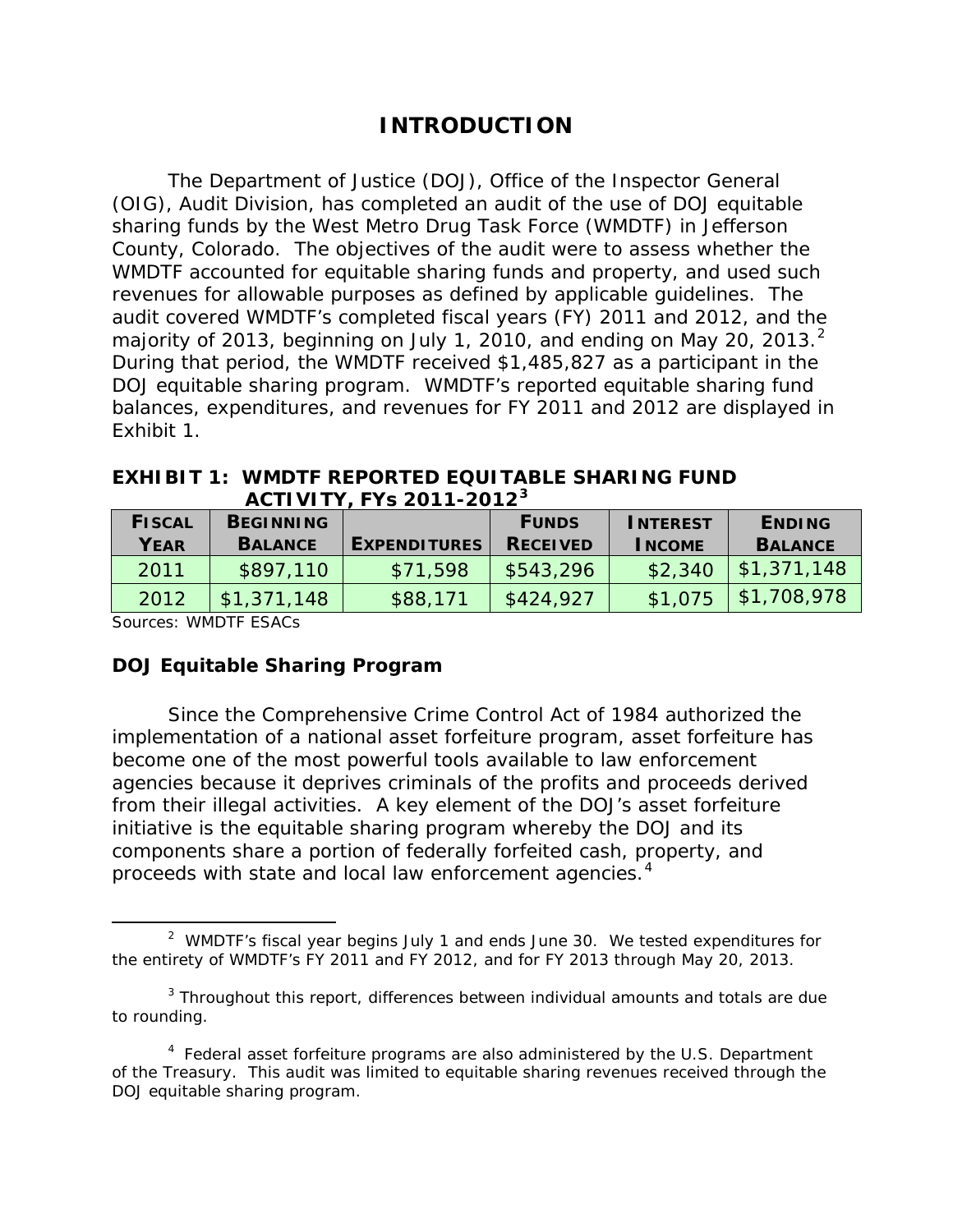# INTRODUCTION

The Department of Justice (DOJ), Office of the Inspector General (OIG), Audit Division, has completed an audit of the use of DOJ equitable sharing funds by the West Metro Drug Task Force (WMDTF) in Jefferson County, Colorado. The objectives of the audit were to assess whether the WMDTF accounted for equitable sharing funds and property, and used such revenues for allowable purposes as defined by applicable guidelines. The audit covered WMDTF's completed fiscal years (FY) 2011 and 2012, and the majority of 2013, beginning on July 1, 2010, and ending on May 20, 2013.[2] During that period, the WMDTF received $1,485,827 as a participant in the DOJ equitable sharing program. WMDTF's reported equitable sharing fund balances, expenditures, and revenues for FY 2011 and 2012 are displayed in Exhibit 1.

**EXHIBIT 1: WMDTF REPORTED EQUITABLE SHARING FUND ACTIVITY, FYs 2011-2012[3]**

| FISCAL YEAR | BEGINNING BALANCE | EXPENDITURES | FUNDS RECEIVED | INTEREST INCOME | ENDING BALANCE |
|---|---|---|---|---|---|
| 2011 | $897,110 | $71,598 | $543,296 | $2,340 | $1,371,148 |
| 2012 | $1,371,148 | $88,171 | $424,927 | $1,075 | $1,708,978 |

Sources: WMDTF ESACs

## DOJ Equitable Sharing Program

Since the Comprehensive Crime Control Act of 1984 authorized the implementation of a national asset forfeiture program, asset forfeiture has become one of the most powerful tools available to law enforcement agencies because it deprives criminals of the profits and proceeds derived from their illegal activities. A key element of the DOJ's asset forfeiture initiative is the equitable sharing program whereby the DOJ and its components share a portion of federally forfeited cash, property, and proceeds with state and local law enforcement agencies.[4]

---

[2] WMDTF's fiscal year begins July 1 and ends June 30. We tested expenditures for the entirety of WMDTF's FY 2011 and FY 2012, and for FY 2013 through May 20, 2013.

[3] Throughout this report, differences between individual amounts and totals are due to rounding.

[4] Federal asset forfeiture programs are also administered by the U.S. Department of the Treasury. This audit was limited to equitable sharing revenues received through the DOJ equitable sharing program.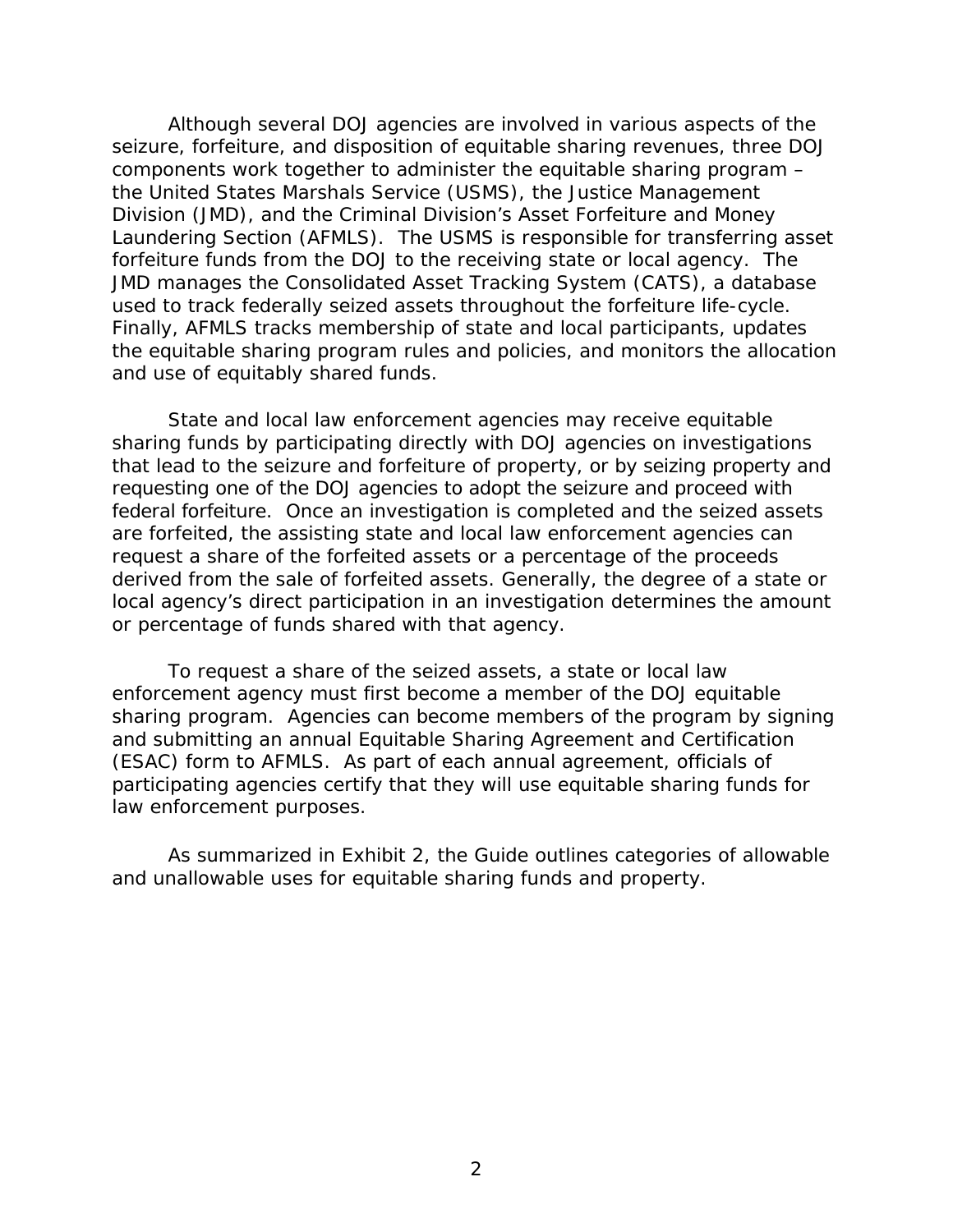Although several DOJ agencies are involved in various aspects of the seizure, forfeiture, and disposition of equitable sharing revenues, three DOJ components work together to administer the equitable sharing program – the United States Marshals Service (USMS), the Justice Management Division (JMD), and the Criminal Division's Asset Forfeiture and Money Laundering Section (AFMLS). The USMS is responsible for transferring asset forfeiture funds from the DOJ to the receiving state or local agency. The JMD manages the Consolidated Asset Tracking System (CATS), a database used to track federally seized assets throughout the forfeiture life-cycle. Finally, AFMLS tracks membership of state and local participants, updates the equitable sharing program rules and policies, and monitors the allocation and use of equitably shared funds.

State and local law enforcement agencies may receive equitable sharing funds by participating directly with DOJ agencies on investigations that lead to the seizure and forfeiture of property, or by seizing property and requesting one of the DOJ agencies to adopt the seizure and proceed with federal forfeiture. Once an investigation is completed and the seized assets are forfeited, the assisting state and local law enforcement agencies can request a share of the forfeited assets or a percentage of the proceeds derived from the sale of forfeited assets. Generally, the degree of a state or local agency's direct participation in an investigation determines the amount or percentage of funds shared with that agency.

To request a share of the seized assets, a state or local law enforcement agency must first become a member of the DOJ equitable sharing program. Agencies can become members of the program by signing and submitting an annual Equitable Sharing Agreement and Certification (ESAC) form to AFMLS. As part of each annual agreement, officials of participating agencies certify that they will use equitable sharing funds for law enforcement purposes.

As summarized in Exhibit 2, the Guide outlines categories of allowable and unallowable uses for equitable sharing funds and property.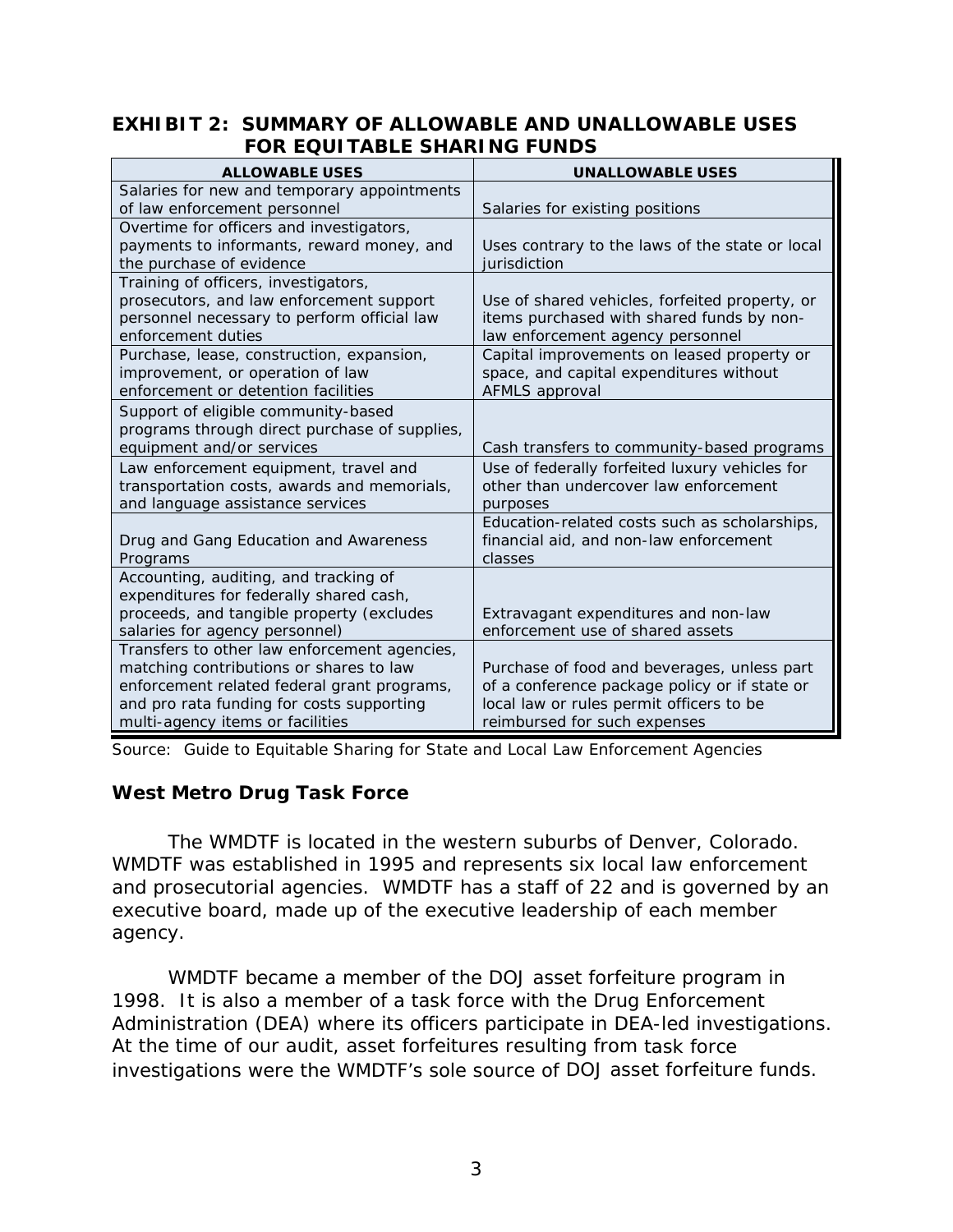**EXHIBIT 2: SUMMARY OF ALLOWABLE AND UNALLOWABLE USES FOR EQUITABLE SHARING FUNDS**

| ALLOWABLE USES | UNALLOWABLE USES |
|---|---|
| Salaries for new and temporary appointments of law enforcement personnel | Salaries for existing positions |
| Overtime for officers and investigators, payments to informants, reward money, and the purchase of evidence | Uses contrary to the laws of the state or local jurisdiction |
| Training of officers, investigators, prosecutors, and law enforcement support personnel necessary to perform official law enforcement duties | Use of shared vehicles, forfeited property, or items purchased with shared funds by non-law enforcement agency personnel |
| Purchase, lease, construction, expansion, improvement, or operation of law enforcement or detention facilities | Capital improvements on leased property or space, and capital expenditures without AFMLS approval |
| Support of eligible community-based programs through direct purchase of supplies, equipment and/or services | Cash transfers to community-based programs |
| Law enforcement equipment, travel and transportation costs, awards and memorials, and language assistance services | Use of federally forfeited luxury vehicles for other than undercover law enforcement purposes |
| Drug and Gang Education and Awareness Programs | Education-related costs such as scholarships, financial aid, and non-law enforcement classes |
| Accounting, auditing, and tracking of expenditures for federally shared cash, proceeds, and tangible property (excludes salaries for agency personnel) | Extravagant expenditures and non-law enforcement use of shared assets |
| Transfers to other law enforcement agencies, matching contributions or shares to law enforcement related federal grant programs, and pro rata funding for costs supporting multi-agency items or facilities | Purchase of food and beverages, unless part of a conference package policy or if state or local law or rules permit officers to be reimbursed for such expenses |

Source: Guide to Equitable Sharing for State and Local Law Enforcement Agencies

## West Metro Drug Task Force

The WMDTF is located in the western suburbs of Denver, Colorado. WMDTF was established in 1995 and represents six local law enforcement and prosecutorial agencies. WMDTF has a staff of 22 and is governed by an executive board, made up of the executive leadership of each member agency.

WMDTF became a member of the DOJ asset forfeiture program in 1998. It is also a member of a task force with the Drug Enforcement Administration (DEA) where its officers participate in DEA-led investigations. At the time of our audit, asset forfeitures resulting from task force investigations were the WMDTF's sole source of DOJ asset forfeiture funds.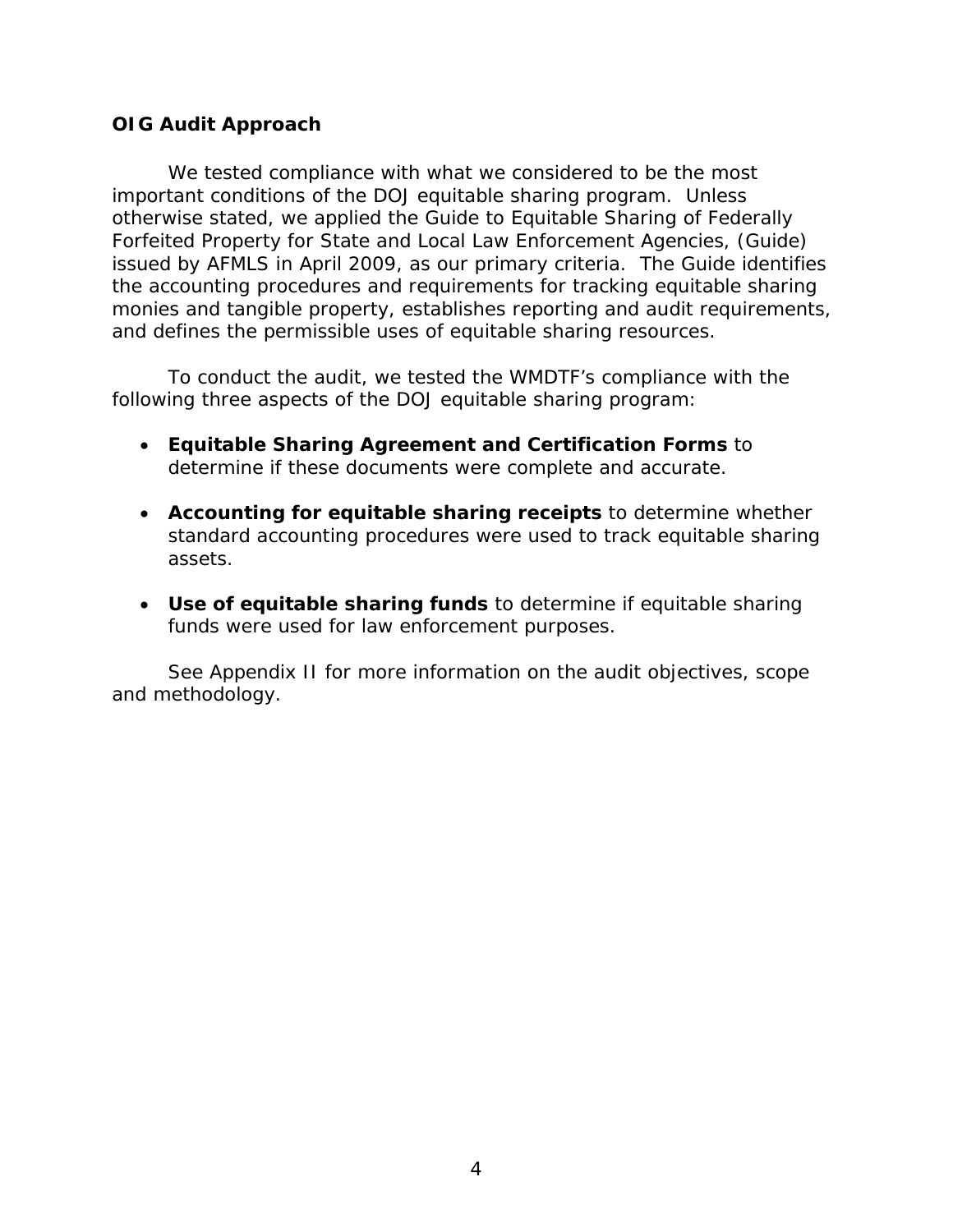### OIG Audit Approach

We tested compliance with what we considered to be the most important conditions of the DOJ equitable sharing program. Unless otherwise stated, we applied the Guide to Equitable Sharing of Federally Forfeited Property for State and Local Law Enforcement Agencies, (Guide) issued by AFMLS in April 2009, as our primary criteria. The Guide identifies the accounting procedures and requirements for tracking equitable sharing monies and tangible property, establishes reporting and audit requirements, and defines the permissible uses of equitable sharing resources.

To conduct the audit, we tested the WMDTF's compliance with the following three aspects of the DOJ equitable sharing program:

- **Equitable Sharing Agreement and Certification Forms** to determine if these documents were complete and accurate.

- **Accounting for equitable sharing receipts** to determine whether standard accounting procedures were used to track equitable sharing assets.

- **Use of equitable sharing funds** to determine if equitable sharing funds were used for law enforcement purposes.

See Appendix II for more information on the audit objectives, scope and methodology.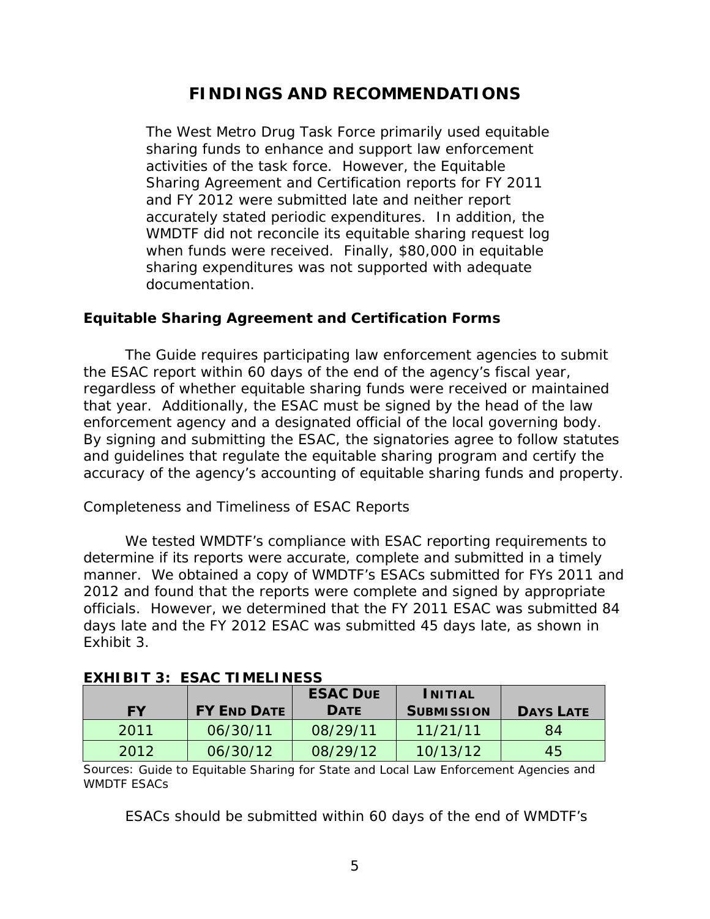# FINDINGS AND RECOMMENDATIONS

The West Metro Drug Task Force primarily used equitable sharing funds to enhance and support law enforcement activities of the task force. However, the Equitable Sharing Agreement and Certification reports for FY 2011 and FY 2012 were submitted late and neither report accurately stated periodic expenditures. In addition, the WMDTF did not reconcile its equitable sharing request log when funds were received. Finally, $80,000 in equitable sharing expenditures was not supported with adequate documentation.

## Equitable Sharing Agreement and Certification Forms

The Guide requires participating law enforcement agencies to submit the ESAC report within 60 days of the end of the agency's fiscal year, regardless of whether equitable sharing funds were received or maintained that year. Additionally, the ESAC must be signed by the head of the law enforcement agency and a designated official of the local governing body. By signing and submitting the ESAC, the signatories agree to follow statutes and guidelines that regulate the equitable sharing program and certify the accuracy of the agency's accounting of equitable sharing funds and property.

### Completeness and Timeliness of ESAC Reports

We tested WMDTF's compliance with ESAC reporting requirements to determine if its reports were accurate, complete and submitted in a timely manner. We obtained a copy of WMDTF's ESACs submitted for FYs 2011 and 2012 and found that the reports were complete and signed by appropriate officials. However, we determined that the FY 2011 ESAC was submitted 84 days late and the FY 2012 ESAC was submitted 45 days late, as shown in Exhibit 3.

**EXHIBIT 3: ESAC TIMELINESS**

| FY | FY End Date | ESAC Due Date | Initial Submission | Days Late |
|---|---|---|---|---|
| 2011 | 06/30/11 | 08/29/11 | 11/21/11 | 84 |
| 2012 | 06/30/12 | 08/29/12 | 10/13/12 | 45 |

Sources: *Guide to Equitable Sharing for State and Local Law Enforcement Agencies* and WMDTF ESACs

ESACs should be submitted within 60 days of the end of WMDTF's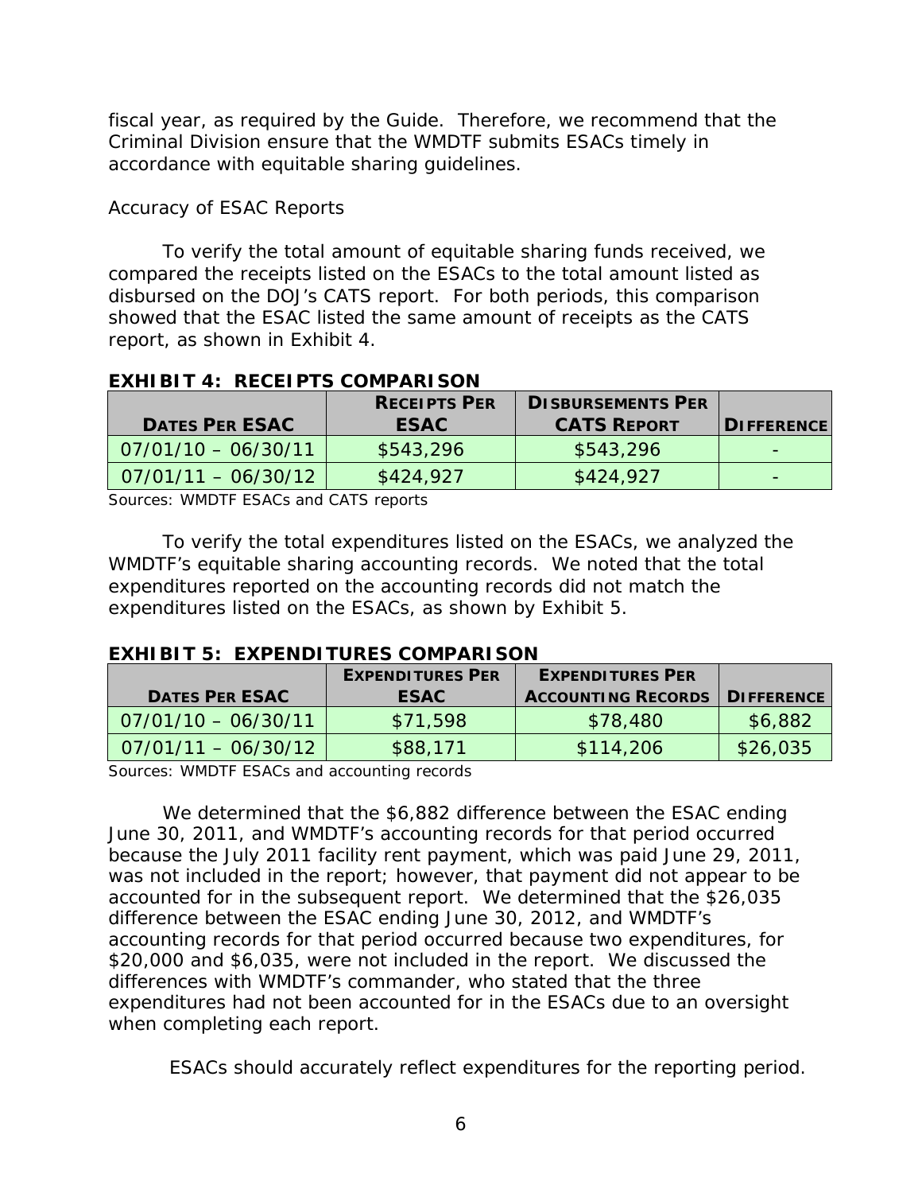fiscal year, as required by the Guide. Therefore, we recommend that the Criminal Division ensure that the WMDTF submits ESACs timely in accordance with equitable sharing guidelines.

*Accuracy of ESAC Reports*

To verify the total amount of equitable sharing funds received, we compared the receipts listed on the ESACs to the total amount listed as disbursed on the DOJ's CATS report. For both periods, this comparison showed that the ESAC listed the same amount of receipts as the CATS report, as shown in Exhibit 4.

**EXHIBIT 4: RECEIPTS COMPARISON**

| DATES PER ESAC | RECEIPTS PER ESAC | DISBURSEMENTS PER CATS REPORT | DIFFERENCE |
|---|---|---|---|
| 07/01/10 – 06/30/11 | $543,296 | $543,296 | - |
| 07/01/11 – 06/30/12 | $424,927 | $424,927 | - |

Sources: WMDTF ESACs and CATS reports

To verify the total expenditures listed on the ESACs, we analyzed the WMDTF's equitable sharing accounting records. We noted that the total expenditures reported on the accounting records did not match the expenditures listed on the ESACs, as shown by Exhibit 5.

**EXHIBIT 5: EXPENDITURES COMPARISON**

| DATES PER ESAC | EXPENDITURES PER ESAC | EXPENDITURES PER ACCOUNTING RECORDS | DIFFERENCE |
|---|---|---|---|
| 07/01/10 – 06/30/11 | $71,598 | $78,480 | $6,882 |
| 07/01/11 – 06/30/12 | $88,171 | $114,206 | $26,035 |

Sources: WMDTF ESACs and accounting records

We determined that the $6,882 difference between the ESAC ending June 30, 2011, and WMDTF's accounting records for that period occurred because the July 2011 facility rent payment, which was paid June 29, 2011, was not included in the report; however, that payment did not appear to be accounted for in the subsequent report. We determined that the $26,035 difference between the ESAC ending June 30, 2012, and WMDTF's accounting records for that period occurred because two expenditures, for $20,000 and $6,035, were not included in the report. We discussed the differences with WMDTF's commander, who stated that the three expenditures had not been accounted for in the ESACs due to an oversight when completing each report.

ESACs should accurately reflect expenditures for the reporting period.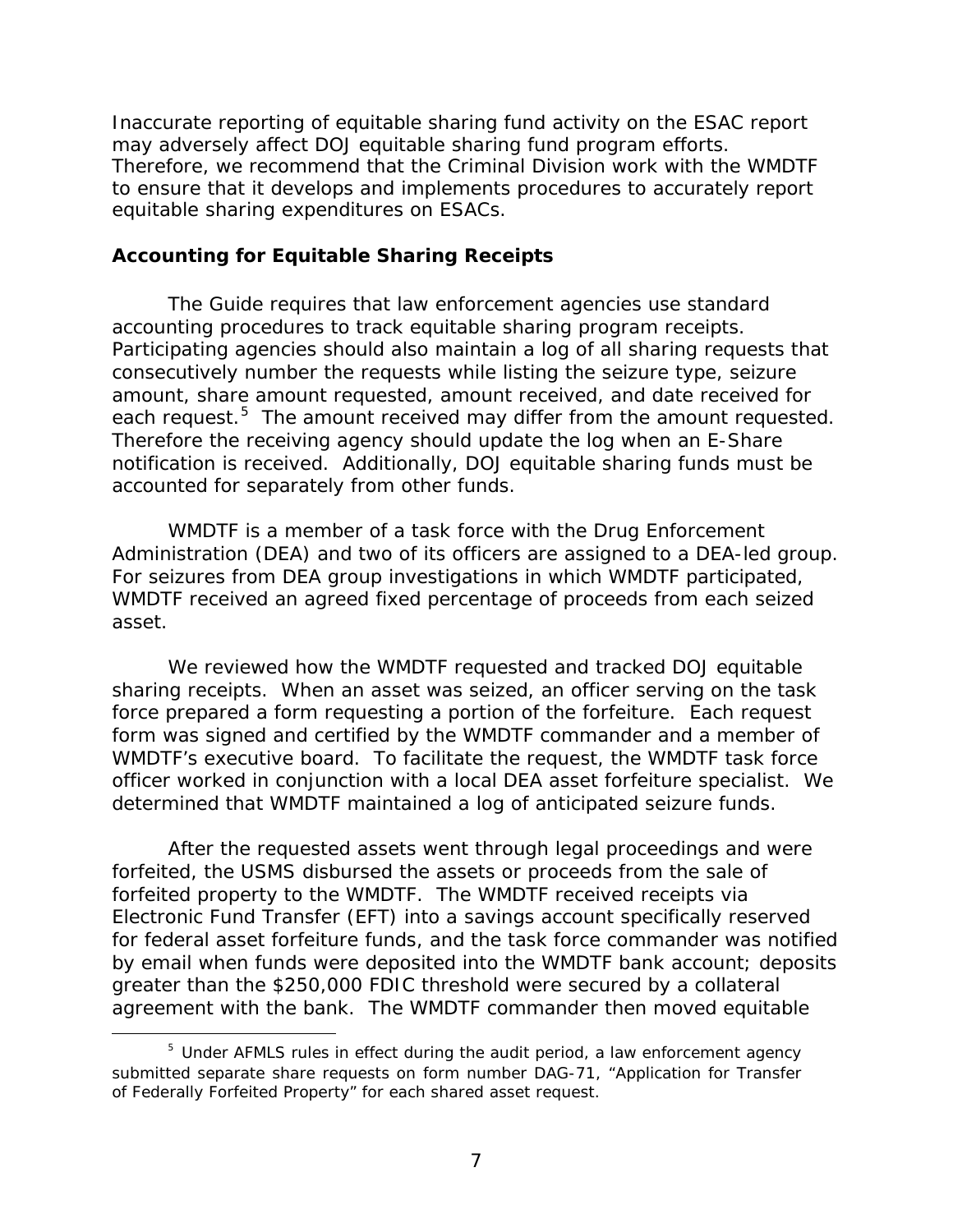Inaccurate reporting of equitable sharing fund activity on the ESAC report may adversely affect DOJ equitable sharing fund program efforts. Therefore, we recommend that the Criminal Division work with the WMDTF to ensure that it develops and implements procedures to accurately report equitable sharing expenditures on ESACs.

### Accounting for Equitable Sharing Receipts

The Guide requires that law enforcement agencies use standard accounting procedures to track equitable sharing program receipts. Participating agencies should also maintain a log of all sharing requests that consecutively number the requests while listing the seizure type, seizure amount, share amount requested, amount received, and date received for each request.[5] The amount received may differ from the amount requested. Therefore the receiving agency should update the log when an E-Share notification is received. Additionally, DOJ equitable sharing funds must be accounted for separately from other funds.

WMDTF is a member of a task force with the Drug Enforcement Administration (DEA) and two of its officers are assigned to a DEA-led group. For seizures from DEA group investigations in which WMDTF participated, WMDTF received an agreed fixed percentage of proceeds from each seized asset.

We reviewed how the WMDTF requested and tracked DOJ equitable sharing receipts. When an asset was seized, an officer serving on the task force prepared a form requesting a portion of the forfeiture. Each request form was signed and certified by the WMDTF commander and a member of WMDTF's executive board. To facilitate the request, the WMDTF task force officer worked in conjunction with a local DEA asset forfeiture specialist. We determined that WMDTF maintained a log of anticipated seizure funds.

After the requested assets went through legal proceedings and were forfeited, the USMS disbursed the assets or proceeds from the sale of forfeited property to the WMDTF. The WMDTF received receipts via Electronic Fund Transfer (EFT) into a savings account specifically reserved for federal asset forfeiture funds, and the task force commander was notified by email when funds were deposited into the WMDTF bank account; deposits greater than the $250,000 FDIC threshold were secured by a collateral agreement with the bank. The WMDTF commander then moved equitable

[5] Under AFMLS rules in effect during the audit period, a law enforcement agency submitted separate share requests on form number DAG-71, "Application for Transfer of Federally Forfeited Property" for each shared asset request.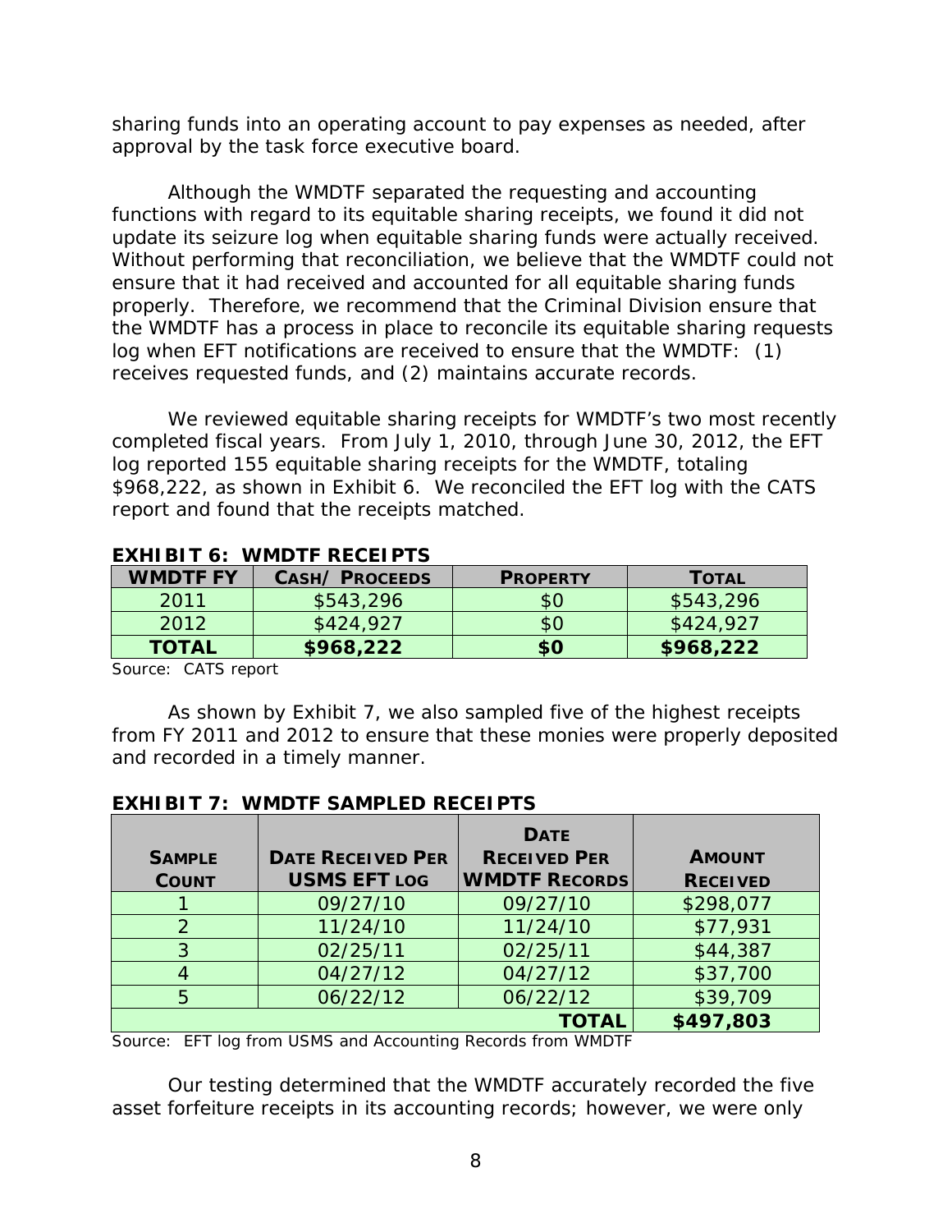sharing funds into an operating account to pay expenses as needed, after approval by the task force executive board.

Although the WMDTF separated the requesting and accounting functions with regard to its equitable sharing receipts, we found it did not update its seizure log when equitable sharing funds were actually received. Without performing that reconciliation, we believe that the WMDTF could not ensure that it had received and accounted for all equitable sharing funds properly. Therefore, we recommend that the Criminal Division ensure that the WMDTF has a process in place to reconcile its equitable sharing requests log when EFT notifications are received to ensure that the WMDTF: (1) receives requested funds, and (2) maintains accurate records.

We reviewed equitable sharing receipts for WMDTF's two most recently completed fiscal years. From July 1, 2010, through June 30, 2012, the EFT log reported 155 equitable sharing receipts for the WMDTF, totaling $968,222, as shown in Exhibit 6. We reconciled the EFT log with the CATS report and found that the receipts matched.

**EXHIBIT 6: WMDTF RECEIPTS**

| WMDTF FY | CASH/ PROCEEDS | PROPERTY | TOTAL |
|---|---|---|---|
| 2011 | $543,296 | $0 | $543,296 |
| 2012 | $424,927 | $0 | $424,927 |
| **TOTAL** | **$968,222** | **$0** | **$968,222** |

Source: CATS report

As shown by Exhibit 7, we also sampled five of the highest receipts from FY 2011 and 2012 to ensure that these monies were properly deposited and recorded in a timely manner.

**EXHIBIT 7: WMDTF SAMPLED RECEIPTS**

| SAMPLE COUNT | DATE RECEIVED PER USMS EFT LOG | DATE RECEIVED PER WMDTF RECORDS | AMOUNT RECEIVED |
|---|---|---|---|
| 1 | 09/27/10 | 09/27/10 | $298,077 |
| 2 | 11/24/10 | 11/24/10 | $77,931 |
| 3 | 02/25/11 | 02/25/11 | $44,387 |
| 4 | 04/27/12 | 04/27/12 | $37,700 |
| 5 | 06/22/12 | 06/22/12 | $39,709 |
| | | **TOTAL** | **$497,803** |

Source: EFT log from USMS and Accounting Records from WMDTF

Our testing determined that the WMDTF accurately recorded the five asset forfeiture receipts in its accounting records; however, we were only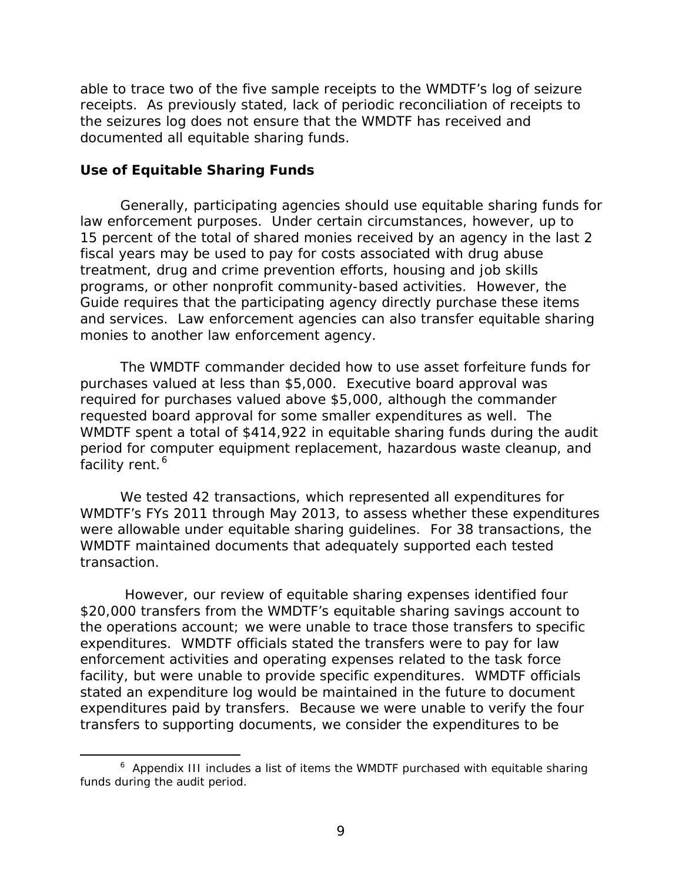able to trace two of the five sample receipts to the WMDTF's log of seizure receipts. As previously stated, lack of periodic reconciliation of receipts to the seizures log does not ensure that the WMDTF has received and documented all equitable sharing funds.

### Use of Equitable Sharing Funds

Generally, participating agencies should use equitable sharing funds for law enforcement purposes. Under certain circumstances, however, up to 15 percent of the total of shared monies received by an agency in the last 2 fiscal years may be used to pay for costs associated with drug abuse treatment, drug and crime prevention efforts, housing and job skills programs, or other nonprofit community-based activities. However, the Guide requires that the participating agency directly purchase these items and services. Law enforcement agencies can also transfer equitable sharing monies to another law enforcement agency.

The WMDTF commander decided how to use asset forfeiture funds for purchases valued at less than $5,000. Executive board approval was required for purchases valued above $5,000, although the commander requested board approval for some smaller expenditures as well. The WMDTF spent a total of $414,922 in equitable sharing funds during the audit period for computer equipment replacement, hazardous waste cleanup, and facility rent.[6]

We tested 42 transactions, which represented all expenditures for WMDTF's FYs 2011 through May 2013, to assess whether these expenditures were allowable under equitable sharing guidelines. For 38 transactions, the WMDTF maintained documents that adequately supported each tested transaction.

However, our review of equitable sharing expenses identified four $20,000 transfers from the WMDTF's equitable sharing savings account to the operations account; we were unable to trace those transfers to specific expenditures. WMDTF officials stated the transfers were to pay for law enforcement activities and operating expenses related to the task force facility, but were unable to provide specific expenditures. WMDTF officials stated an expenditure log would be maintained in the future to document expenditures paid by transfers. Because we were unable to verify the four transfers to supporting documents, we consider the expenditures to be

[6] Appendix III includes a list of items the WMDTF purchased with equitable sharing funds during the audit period.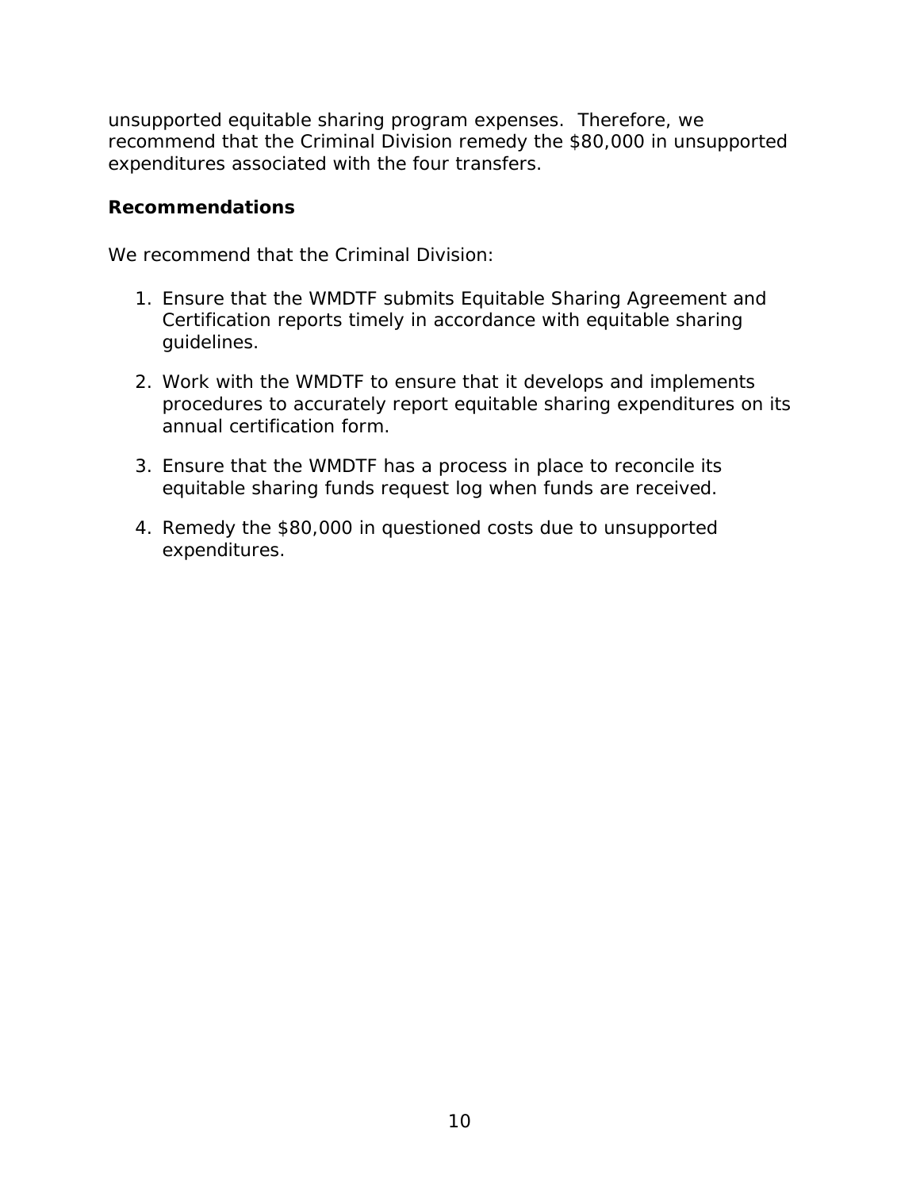unsupported equitable sharing program expenses. Therefore, we recommend that the Criminal Division remedy the $80,000 in unsupported expenditures associated with the four transfers.

**Recommendations**

We recommend that the Criminal Division:

1. Ensure that the WMDTF submits Equitable Sharing Agreement and Certification reports timely in accordance with equitable sharing guidelines.

2. Work with the WMDTF to ensure that it develops and implements procedures to accurately report equitable sharing expenditures on its annual certification form.

3. Ensure that the WMDTF has a process in place to reconcile its equitable sharing funds request log when funds are received.

4. Remedy the $80,000 in questioned costs due to unsupported expenditures.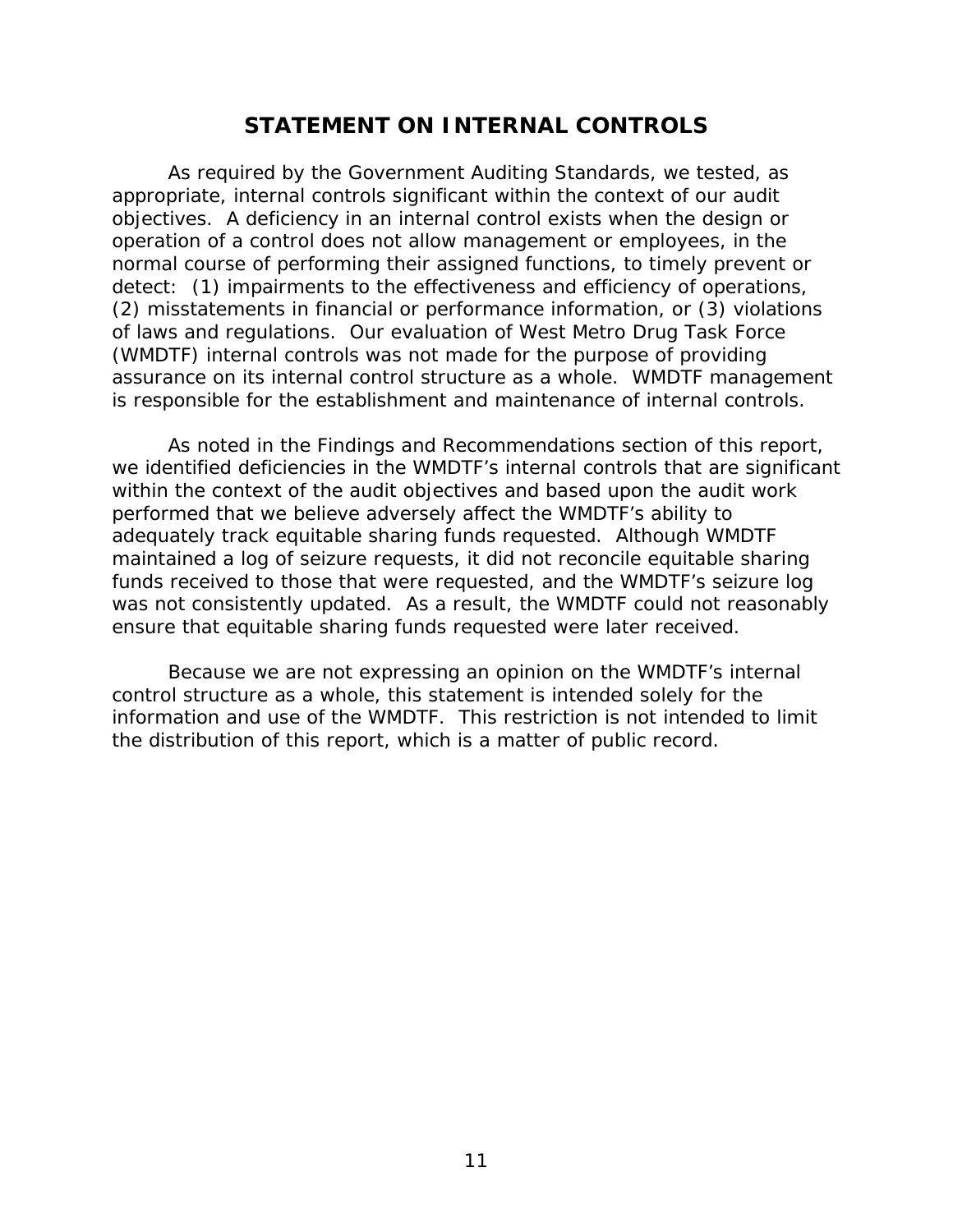# STATEMENT ON INTERNAL CONTROLS

As required by the Government Auditing Standards, we tested, as appropriate, internal controls significant within the context of our audit objectives. A deficiency in an internal control exists when the design or operation of a control does not allow management or employees, in the normal course of performing their assigned functions, to timely prevent or detect: (1) impairments to the effectiveness and efficiency of operations, (2) misstatements in financial or performance information, or (3) violations of laws and regulations. Our evaluation of West Metro Drug Task Force (WMDTF) internal controls was not made for the purpose of providing assurance on its internal control structure as a whole. WMDTF management is responsible for the establishment and maintenance of internal controls.

As noted in the Findings and Recommendations section of this report, we identified deficiencies in the WMDTF's internal controls that are significant within the context of the audit objectives and based upon the audit work performed that we believe adversely affect the WMDTF's ability to adequately track equitable sharing funds requested. Although WMDTF maintained a log of seizure requests, it did not reconcile equitable sharing funds received to those that were requested, and the WMDTF's seizure log was not consistently updated. As a result, the WMDTF could not reasonably ensure that equitable sharing funds requested were later received.

Because we are not expressing an opinion on the WMDTF's internal control structure as a whole, this statement is intended solely for the information and use of the WMDTF. This restriction is not intended to limit the distribution of this report, which is a matter of public record.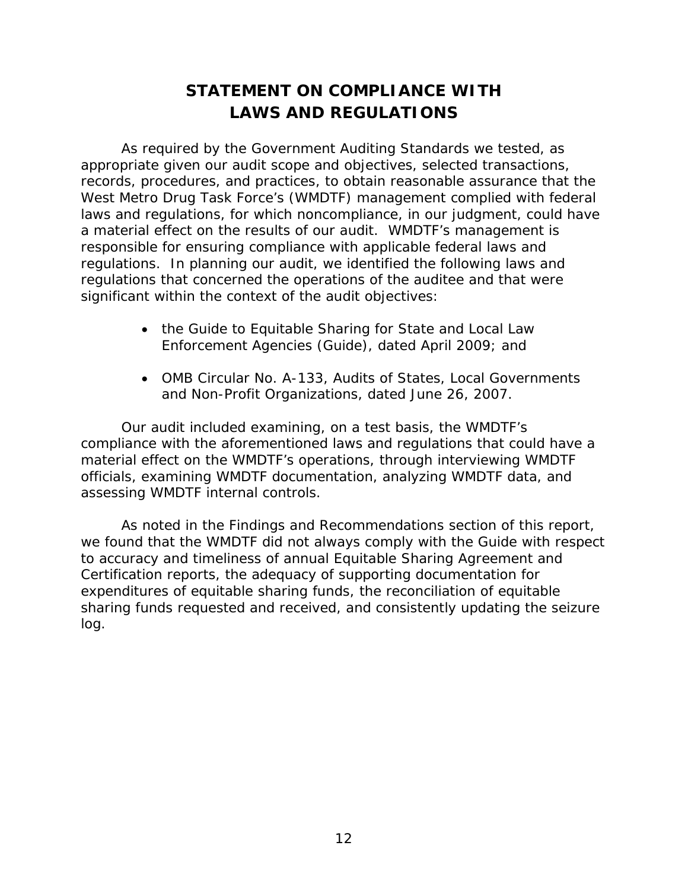# STATEMENT ON COMPLIANCE WITH LAWS AND REGULATIONS

As required by the Government Auditing Standards we tested, as appropriate given our audit scope and objectives, selected transactions, records, procedures, and practices, to obtain reasonable assurance that the West Metro Drug Task Force's (WMDTF) management complied with federal laws and regulations, for which noncompliance, in our judgment, could have a material effect on the results of our audit. WMDTF's management is responsible for ensuring compliance with applicable federal laws and regulations. In planning our audit, we identified the following laws and regulations that concerned the operations of the auditee and that were significant within the context of the audit objectives:

- the Guide to Equitable Sharing for State and Local Law Enforcement Agencies (Guide), dated April 2009; and
- OMB Circular No. A-133, Audits of States, Local Governments and Non-Profit Organizations, dated June 26, 2007.

Our audit included examining, on a test basis, the WMDTF's compliance with the aforementioned laws and regulations that could have a material effect on the WMDTF's operations, through interviewing WMDTF officials, examining WMDTF documentation, analyzing WMDTF data, and assessing WMDTF internal controls.

As noted in the Findings and Recommendations section of this report, we found that the WMDTF did not always comply with the Guide with respect to accuracy and timeliness of annual Equitable Sharing Agreement and Certification reports, the adequacy of supporting documentation for expenditures of equitable sharing funds, the reconciliation of equitable sharing funds requested and received, and consistently updating the seizure log.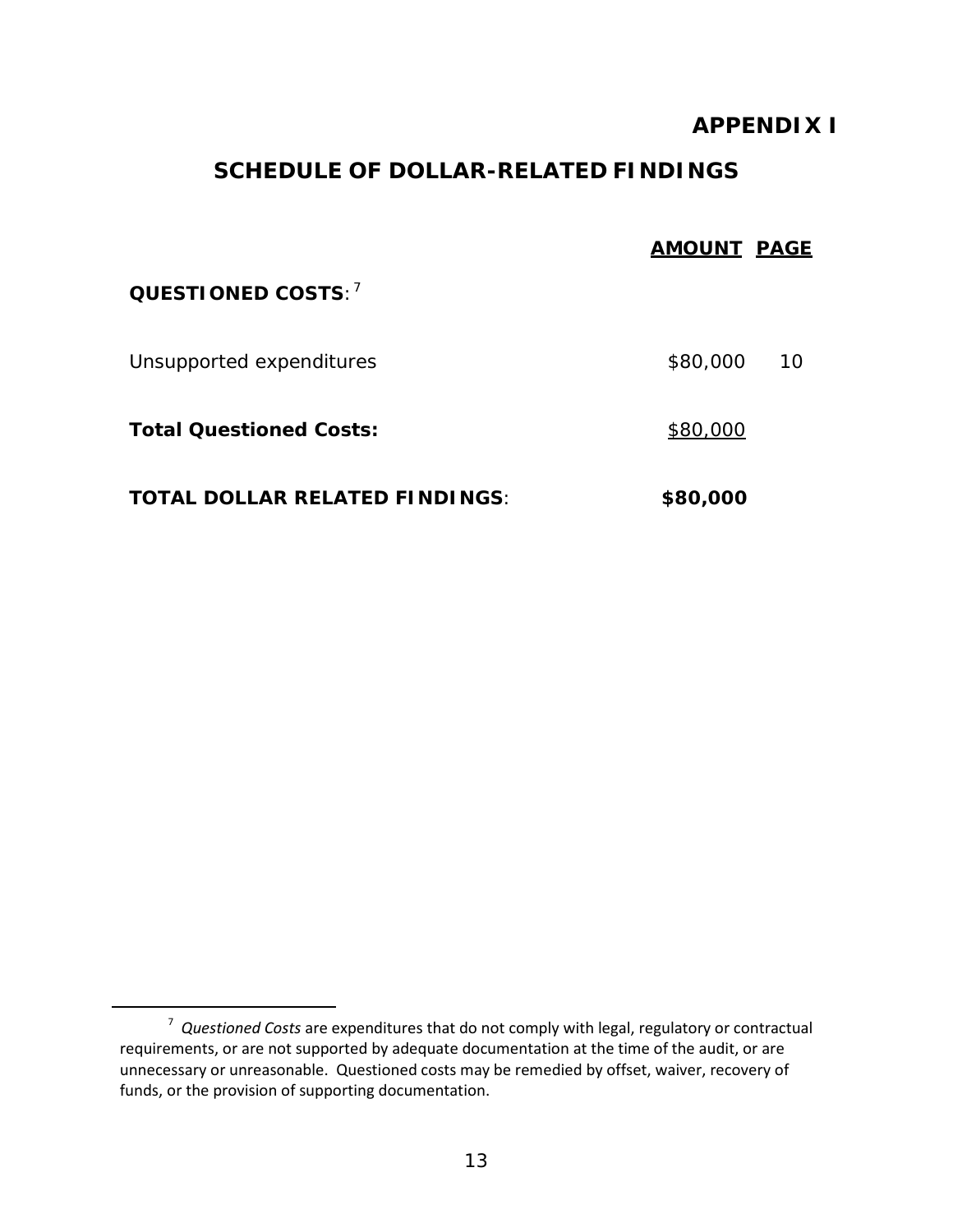# APPENDIX I

## SCHEDULE OF DOLLAR-RELATED FINDINGS

| | AMOUNT | PAGE |
|---|---|---|
| **QUESTIONED COSTS**:[7] | | |
| Unsupported expenditures | $80,000 | 10 |
| **Total Questioned Costs:** | $80,000 | |
| **TOTAL DOLLAR RELATED FINDINGS**: | **$80,000** | |

---

[7] *Questioned Costs* are expenditures that do not comply with legal, regulatory or contractual requirements, or are not supported by adequate documentation at the time of the audit, or are unnecessary or unreasonable. Questioned costs may be remedied by offset, waiver, recovery of funds, or the provision of supporting documentation.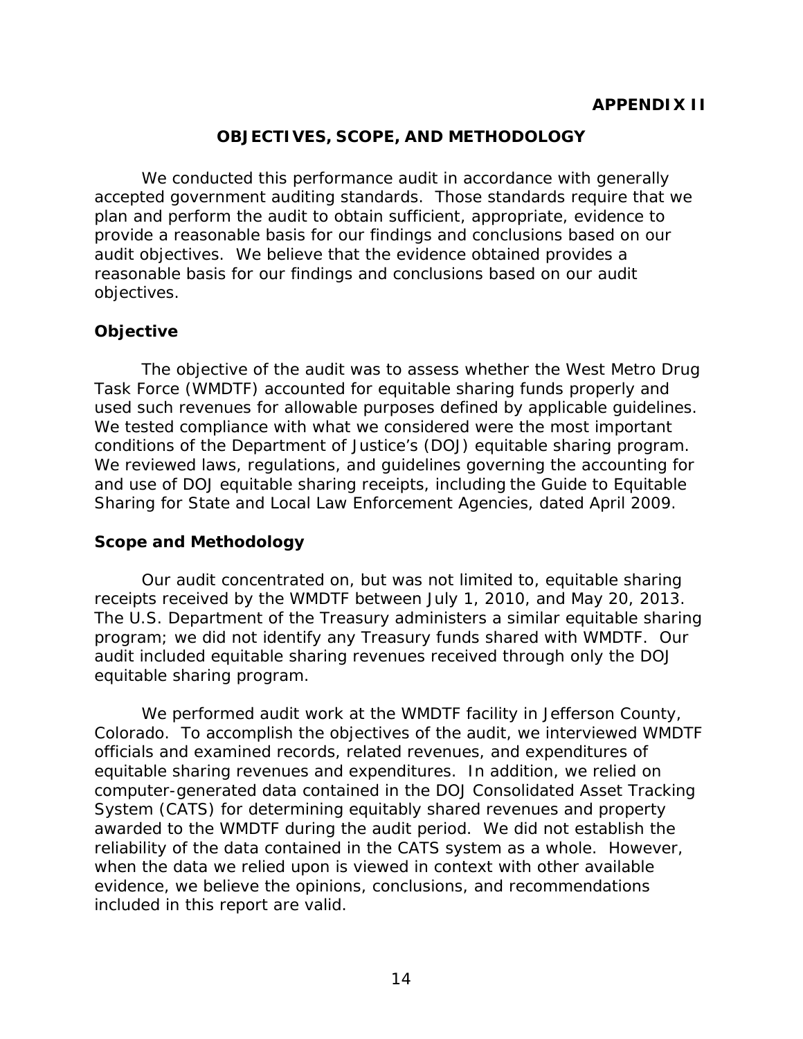**APPENDIX II**

## OBJECTIVES, SCOPE, AND METHODOLOGY

We conducted this performance audit in accordance with generally accepted government auditing standards. Those standards require that we plan and perform the audit to obtain sufficient, appropriate, evidence to provide a reasonable basis for our findings and conclusions based on our audit objectives. We believe that the evidence obtained provides a reasonable basis for our findings and conclusions based on our audit objectives.

### Objective

The objective of the audit was to assess whether the West Metro Drug Task Force (WMDTF) accounted for equitable sharing funds properly and used such revenues for allowable purposes defined by applicable guidelines. We tested compliance with what we considered were the most important conditions of the Department of Justice's (DOJ) equitable sharing program. We reviewed laws, regulations, and guidelines governing the accounting for and use of DOJ equitable sharing receipts, including the Guide to Equitable Sharing for State and Local Law Enforcement Agencies, dated April 2009.

### Scope and Methodology

Our audit concentrated on, but was not limited to, equitable sharing receipts received by the WMDTF between July 1, 2010, and May 20, 2013. The U.S. Department of the Treasury administers a similar equitable sharing program; we did not identify any Treasury funds shared with WMDTF. Our audit included equitable sharing revenues received through only the DOJ equitable sharing program.

We performed audit work at the WMDTF facility in Jefferson County, Colorado. To accomplish the objectives of the audit, we interviewed WMDTF officials and examined records, related revenues, and expenditures of equitable sharing revenues and expenditures. In addition, we relied on computer-generated data contained in the DOJ Consolidated Asset Tracking System (CATS) for determining equitably shared revenues and property awarded to the WMDTF during the audit period. We did not establish the reliability of the data contained in the CATS system as a whole. However, when the data we relied upon is viewed in context with other available evidence, we believe the opinions, conclusions, and recommendations included in this report are valid.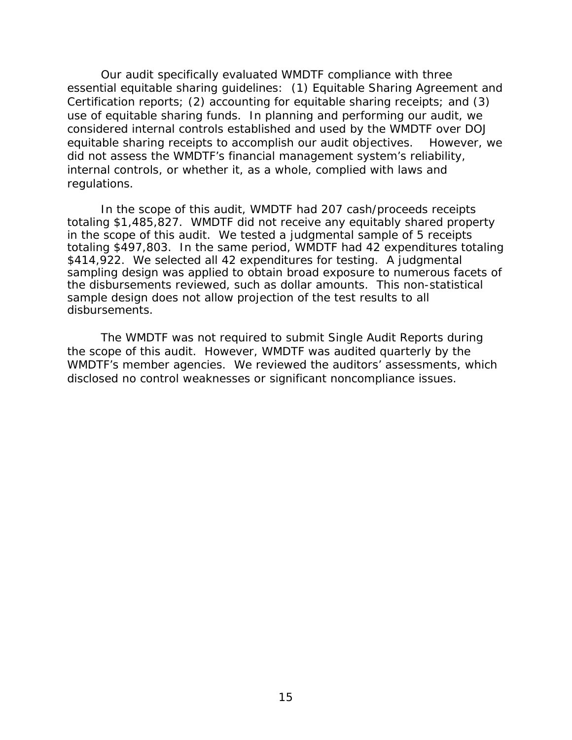Our audit specifically evaluated WMDTF compliance with three essential equitable sharing guidelines: (1) Equitable Sharing Agreement and Certification reports; (2) accounting for equitable sharing receipts; and (3) use of equitable sharing funds. In planning and performing our audit, we considered internal controls established and used by the WMDTF over DOJ equitable sharing receipts to accomplish our audit objectives. However, we did not assess the WMDTF's financial management system's reliability, internal controls, or whether it, as a whole, complied with laws and regulations.

In the scope of this audit, WMDTF had 207 cash/proceeds receipts totaling $1,485,827. WMDTF did not receive any equitably shared property in the scope of this audit. We tested a judgmental sample of 5 receipts totaling $497,803. In the same period, WMDTF had 42 expenditures totaling $414,922. We selected all 42 expenditures for testing. A judgmental sampling design was applied to obtain broad exposure to numerous facets of the disbursements reviewed, such as dollar amounts. This non-statistical sample design does not allow projection of the test results to all disbursements.

The WMDTF was not required to submit Single Audit Reports during the scope of this audit. However, WMDTF was audited quarterly by the WMDTF's member agencies. We reviewed the auditors' assessments, which disclosed no control weaknesses or significant noncompliance issues.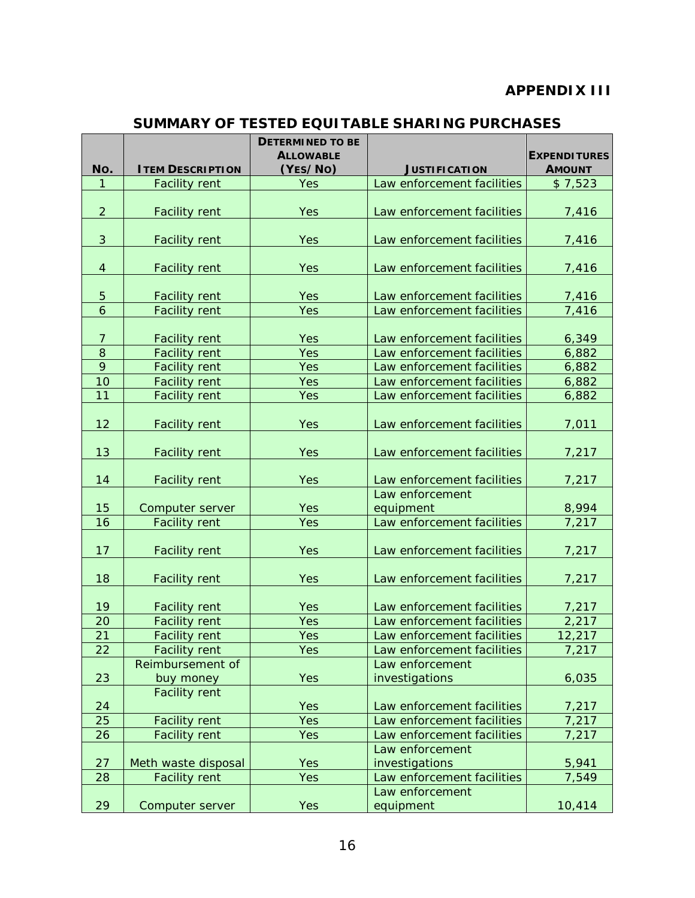**APPENDIX III**

## SUMMARY OF TESTED EQUITABLE SHARING PURCHASES

| No. | Item Description | Determined to be Allowable (Yes/No) | Justification | Expenditures Amount |
|---|---|---|---|---|
| 1 | Facility rent | Yes | Law enforcement facilities | $ 7,523 |
| 2 | Facility rent | Yes | Law enforcement facilities | 7,416 |
| 3 | Facility rent | Yes | Law enforcement facilities | 7,416 |
| 4 | Facility rent | Yes | Law enforcement facilities | 7,416 |
| 5 | Facility rent | Yes | Law enforcement facilities | 7,416 |
| 6 | Facility rent | Yes | Law enforcement facilities | 7,416 |
| 7 | Facility rent | Yes | Law enforcement facilities | 6,349 |
| 8 | Facility rent | Yes | Law enforcement facilities | 6,882 |
| 9 | Facility rent | Yes | Law enforcement facilities | 6,882 |
| 10 | Facility rent | Yes | Law enforcement facilities | 6,882 |
| 11 | Facility rent | Yes | Law enforcement facilities | 6,882 |
| 12 | Facility rent | Yes | Law enforcement facilities | 7,011 |
| 13 | Facility rent | Yes | Law enforcement facilities | 7,217 |
| 14 | Facility rent | Yes | Law enforcement facilities | 7,217 |
| 15 | Computer server | Yes | Law enforcement equipment | 8,994 |
| 16 | Facility rent | Yes | Law enforcement facilities | 7,217 |
| 17 | Facility rent | Yes | Law enforcement facilities | 7,217 |
| 18 | Facility rent | Yes | Law enforcement facilities | 7,217 |
| 19 | Facility rent | Yes | Law enforcement facilities | 7,217 |
| 20 | Facility rent | Yes | Law enforcement facilities | 2,217 |
| 21 | Facility rent | Yes | Law enforcement facilities | 12,217 |
| 22 | Facility rent | Yes | Law enforcement facilities | 7,217 |
| 23 | Reimbursement of buy money | Yes | Law enforcement investigations | 6,035 |
| 24 | Facility rent | Yes | Law enforcement facilities | 7,217 |
| 25 | Facility rent | Yes | Law enforcement facilities | 7,217 |
| 26 | Facility rent | Yes | Law enforcement facilities | 7,217 |
| 27 | Meth waste disposal | Yes | Law enforcement investigations | 5,941 |
| 28 | Facility rent | Yes | Law enforcement facilities | 7,549 |
| 29 | Computer server | Yes | Law enforcement equipment | 10,414 |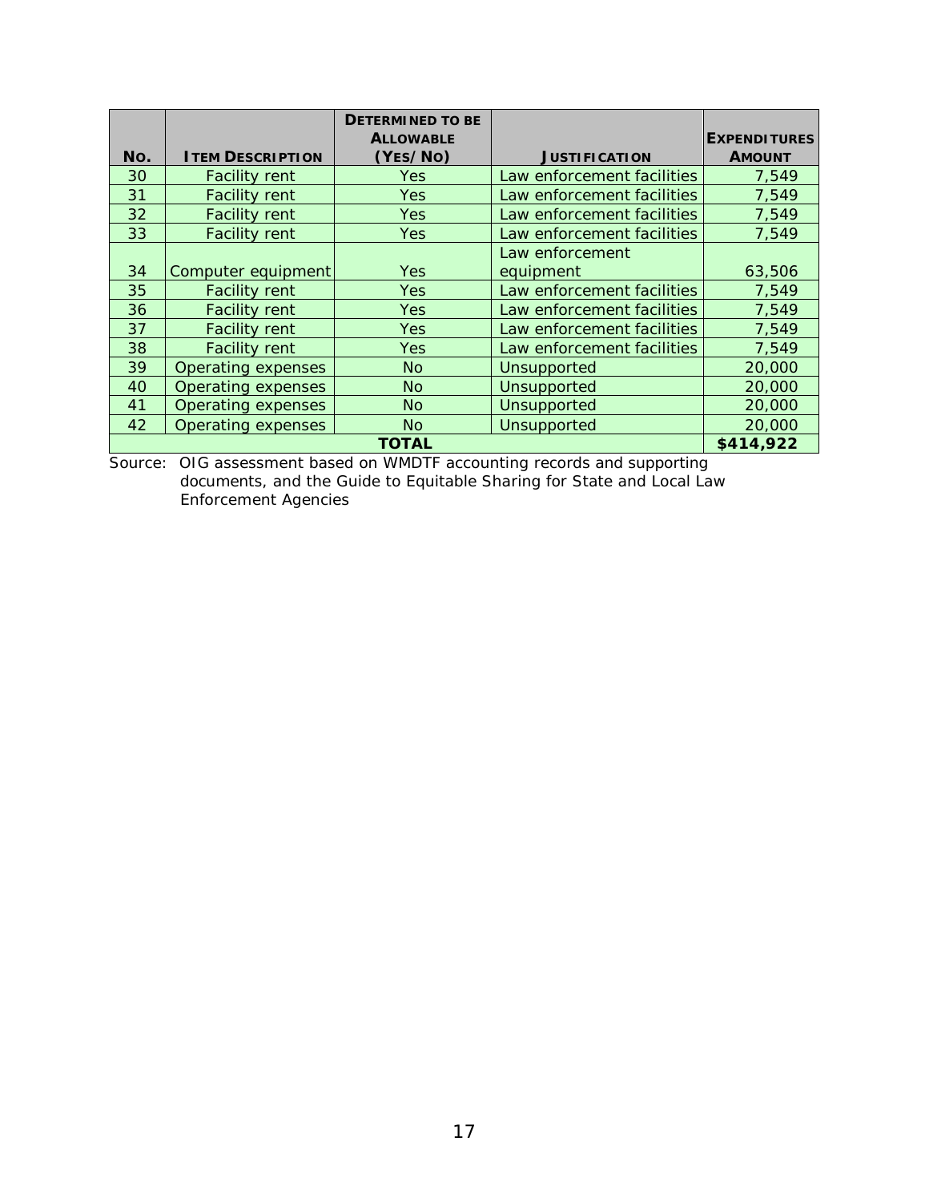| No. | Item Description | Determined to be Allowable (Yes/No) | Justification | Expenditures Amount |
|---|---|---|---|---|
| 30 | Facility rent | Yes | Law enforcement facilities | 7,549 |
| 31 | Facility rent | Yes | Law enforcement facilities | 7,549 |
| 32 | Facility rent | Yes | Law enforcement facilities | 7,549 |
| 33 | Facility rent | Yes | Law enforcement facilities | 7,549 |
| 34 | Computer equipment | Yes | Law enforcement equipment | 63,506 |
| 35 | Facility rent | Yes | Law enforcement facilities | 7,549 |
| 36 | Facility rent | Yes | Law enforcement facilities | 7,549 |
| 37 | Facility rent | Yes | Law enforcement facilities | 7,549 |
| 38 | Facility rent | Yes | Law enforcement facilities | 7,549 |
| 39 | Operating expenses | No | Unsupported | 20,000 |
| 40 | Operating expenses | No | Unsupported | 20,000 |
| 41 | Operating expenses | No | Unsupported | 20,000 |
| 42 | Operating expenses | No | Unsupported | 20,000 |
| **TOTAL** | | | | **$414,922** |

Source: OIG assessment based on WMDTF accounting records and supporting documents, and the Guide to Equitable Sharing for State and Local Law Enforcement Agencies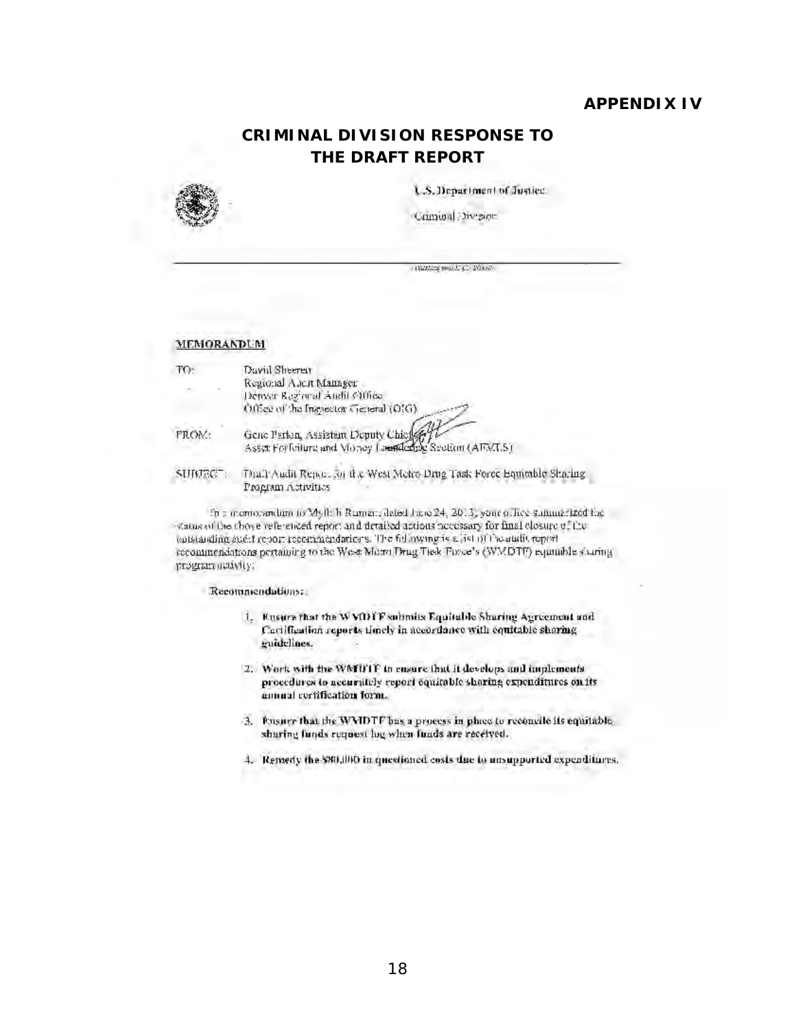# APPENDIX IV

## CRIMINAL DIVISION RESPONSE TO THE DRAFT REPORT

U.S. Department of Justice

Criminal Division

Washington, D.C. 20530

**MEMORANDUM**

TO: David Sheeren
Regional Audit Manager
Denver Regional Audit Office
Office of the Inspector General (OIG)

FROM: Gene Patton, Assistant Deputy Chief
Asset Forfeiture and Money Laundering Section (AFMLS)

SUBJECT: Draft Audit Report for the West Metro Drug Task Force Equitable Sharing Program Activities

In a memorandum to Mylthi Raman, dated June 24, 2013, your office summarized the status of the above referenced report and detailed actions necessary for final closure of the outstanding audit report recommendations. The following is a list of the audit report recommendations pertaining to the West Metro Drug Task Force's (WMDTF) equitable sharing program activity:

Recommendations:

1. **Ensure that the WMDTF submits Equitable Sharing Agreement and Certification reports timely in accordance with equitable sharing guidelines.**
2. **Work with the WMDTF to ensure that it develops and implements procedures to accurately report equitable sharing expenditures on its annual certification form.**
3. **Ensure that the WMDTF has a process in place to reconcile its equitable sharing funds request log when funds are received.**
4. **Remedy the $80,000 in questioned costs due to unsupported expenditures.**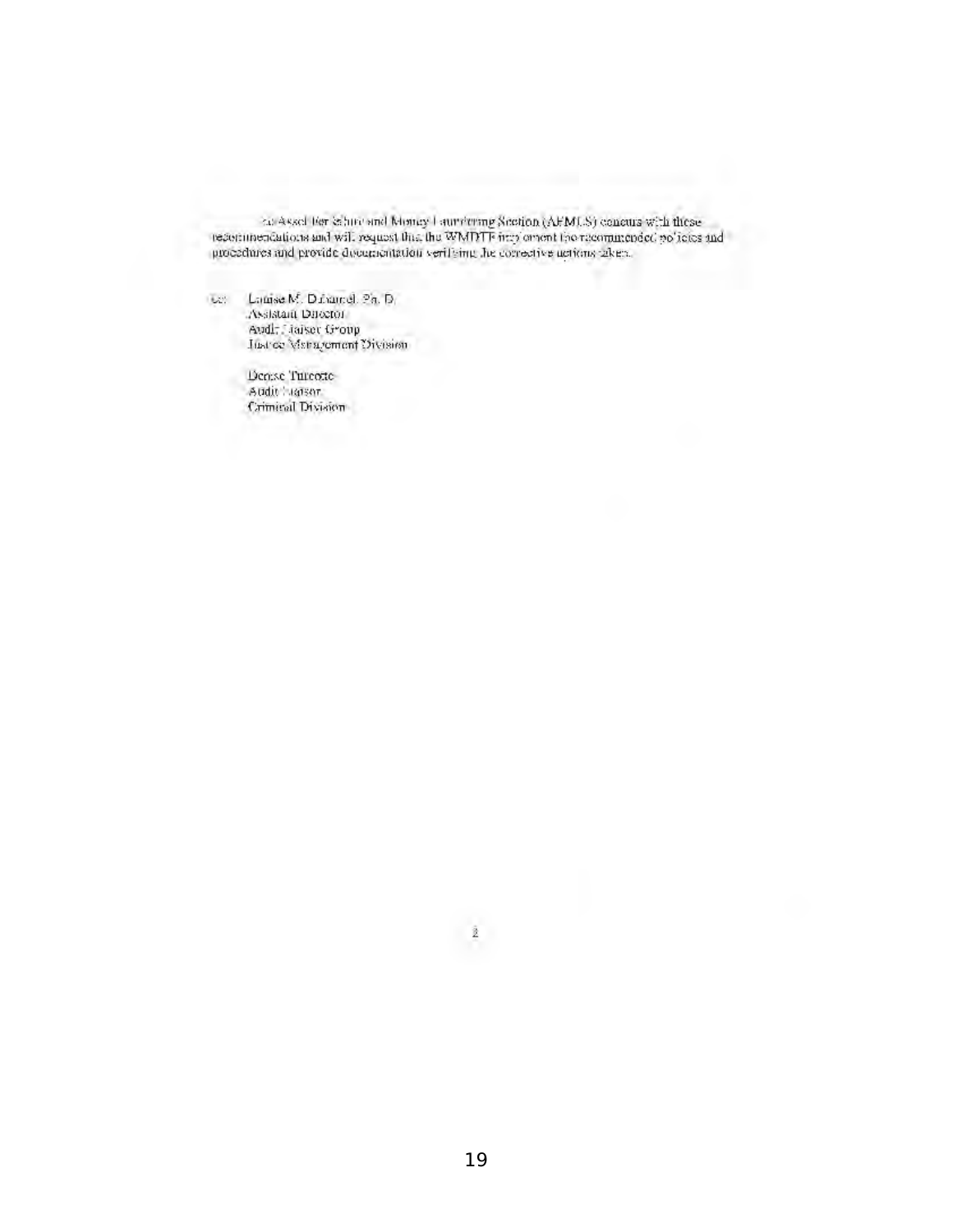The Asset Forfeiture and Money Laundering Section (AFMLS) concurs with these recommendations and will request that the WMDTF implement the recommended policies and procedures and provide documentation verifying the corrective actions taken.

cc: Louise M. Duhamel, Ph. D.
Assistant Director
Audit Liaison Group
Justice Management Division

Denise Turcotte
Audit Liaison
Criminal Division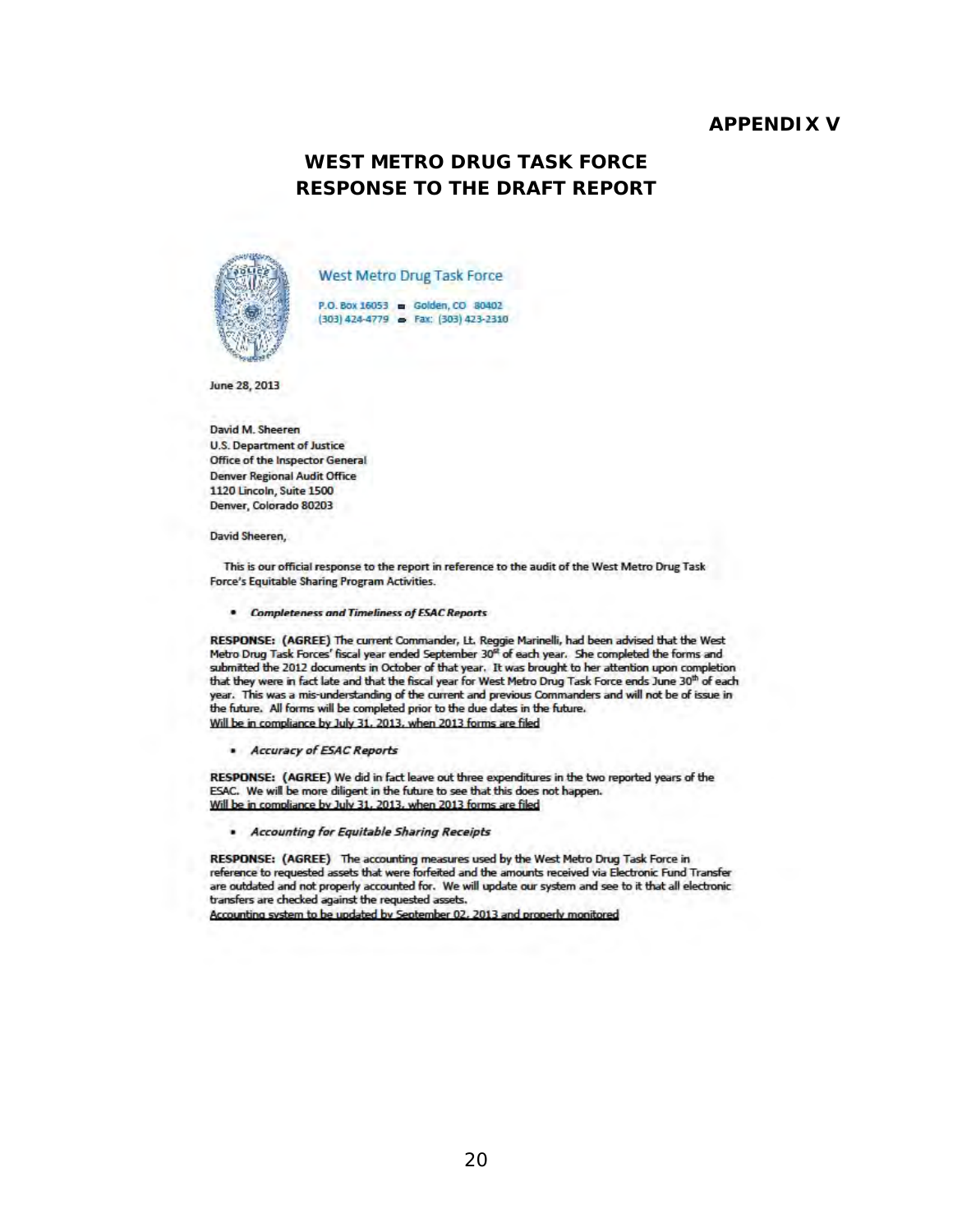**APPENDIX V**

## WEST METRO DRUG TASK FORCE RESPONSE TO THE DRAFT REPORT

West Metro Drug Task Force

P.O. Box 16053 ▪ Golden, CO 80402
(303) 424-4779 ▪ Fax: (303) 423-2310

June 28, 2013

David M. Sheeren
U.S. Department of Justice
Office of the Inspector General
Denver Regional Audit Office
1120 Lincoln, Suite 1500
Denver, Colorado 80203

David Sheeren,

This is our official response to the report in reference to the audit of the West Metro Drug Task Force's Equitable Sharing Program Activities.

- ***Completeness and Timeliness of ESAC Reports***

**RESPONSE: (AGREE)** The current Commander, Lt. Reggie Marinelli, had been advised that the West Metro Drug Task Forces' fiscal year ended September 30th of each year. She completed the forms and submitted the 2012 documents in October of that year. It was brought to her attention upon completion that they were in fact late and that the fiscal year for West Metro Drug Task Force ends June 30th of each year. This was a mis-understanding of the current and previous Commanders and will not be of issue in the future. All forms will be completed prior to the due dates in the future.
Will be in compliance by July 31, 2013, when 2013 forms are filed

- ***Accuracy of ESAC Reports***

**RESPONSE: (AGREE)** We did in fact leave out three expenditures in the two reported years of the ESAC. We will be more diligent in the future to see that this does not happen.
Will be in compliance by July 31, 2013, when 2013 forms are filed

- ***Accounting for Equitable Sharing Receipts***

**RESPONSE: (AGREE)** The accounting measures used by the West Metro Drug Task Force in reference to requested assets that were forfeited and the amounts received via Electronic Fund Transfer are outdated and not properly accounted for. We will update our system and see to it that all electronic transfers are checked against the requested assets.
Accounting system to be updated by September 02, 2013 and properly monitored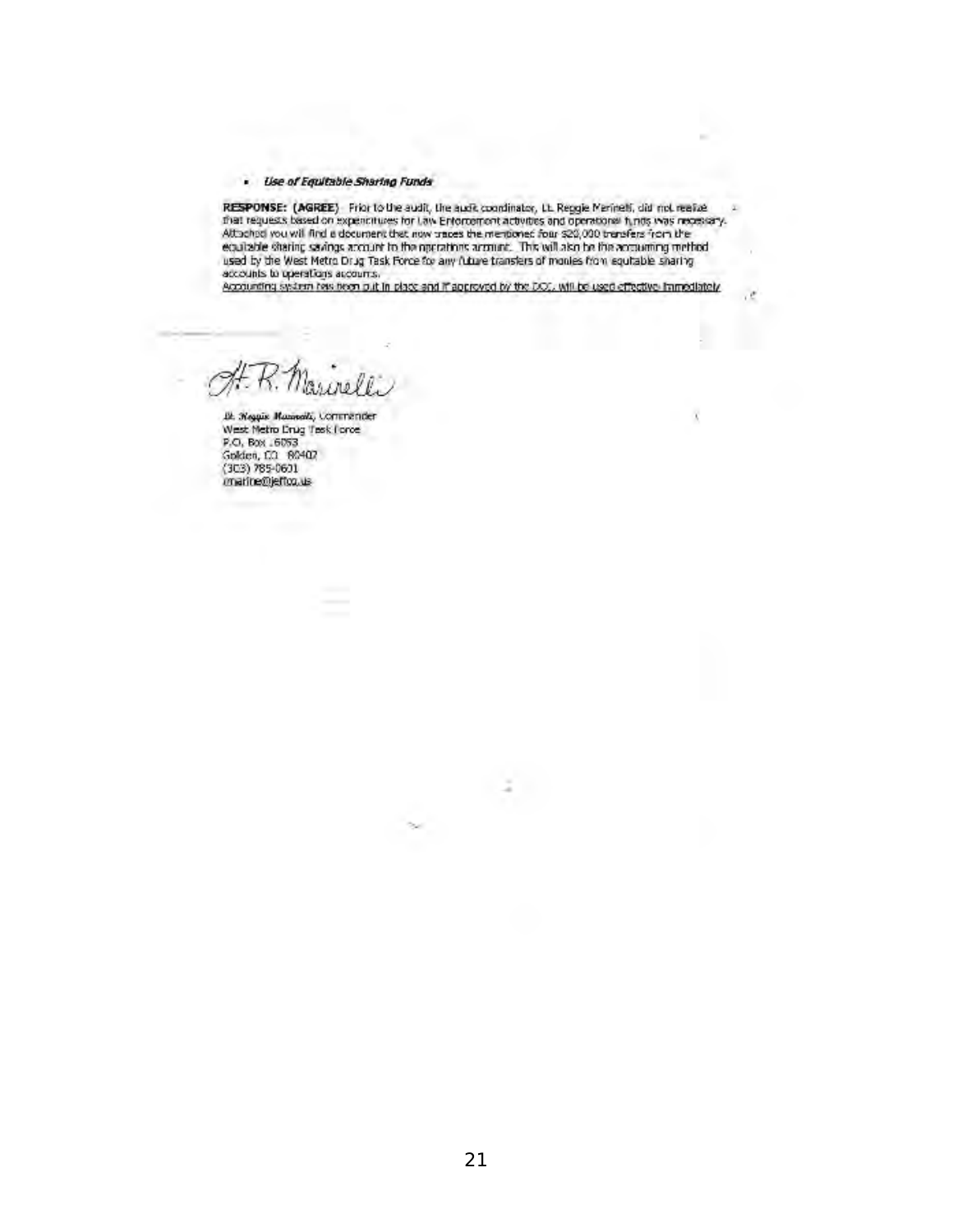- ***Use of Equitable Sharing Funds***

**RESPONSE: (AGREE)** Prior to the audit, the audit coordinator, Lt. Reggie Marinelli, did not realize that requests based on expenditures for Law Enforcement activities and operational funds was necessary. Attached you will find a document that now traces the mentioned four $20,000 transfers from the equitable sharing savings account to the operations account. This will also be the accounting method used by the West Metro Drug Task Force for any future transfers of monies from equitable sharing accounts to operations accounts.

Accounting system has been put in place and if approved by the DOJ, will be used effective immediately.

*Lt. Reggie Marinelli*, Commander
West Metro Drug Task Force
P.O. Box 16053
Golden, CO 80402
(303) 785-0601
rmarine@jeffco.us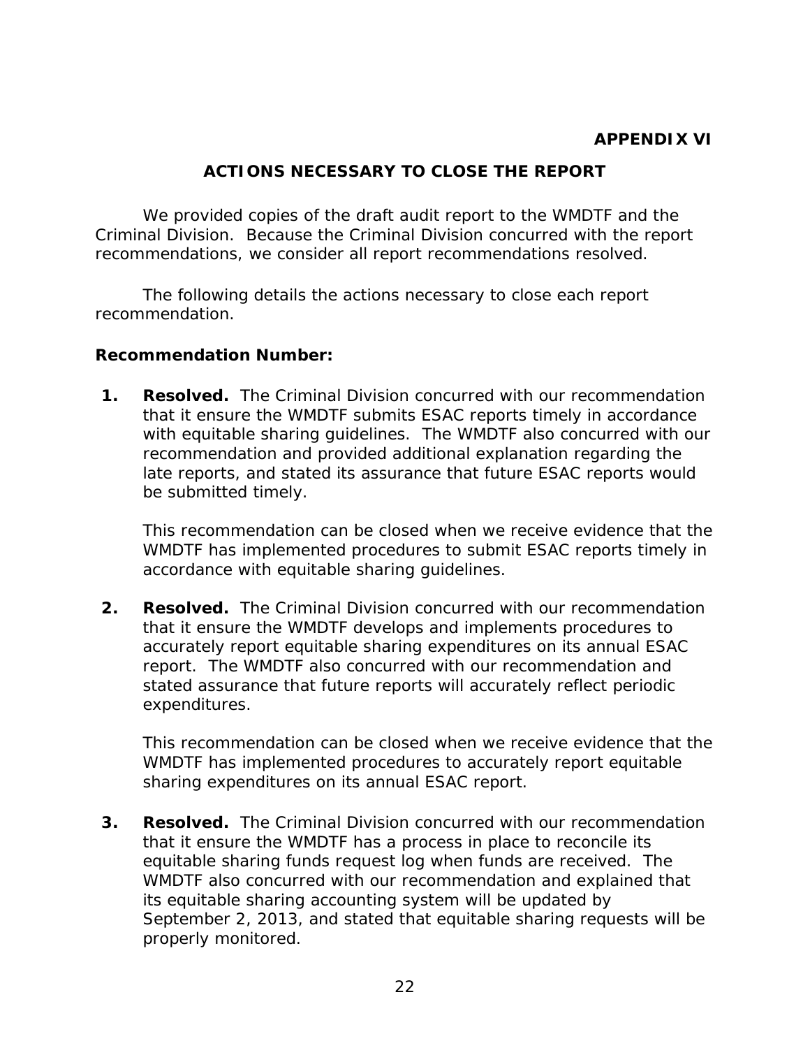**APPENDIX VI**

## ACTIONS NECESSARY TO CLOSE THE REPORT

We provided copies of the draft audit report to the WMDTF and the Criminal Division. Because the Criminal Division concurred with the report recommendations, we consider all report recommendations resolved.

The following details the actions necessary to close each report recommendation.

**Recommendation Number:**

1. **Resolved.** The Criminal Division concurred with our recommendation that it ensure the WMDTF submits ESAC reports timely in accordance with equitable sharing guidelines. The WMDTF also concurred with our recommendation and provided additional explanation regarding the late reports, and stated its assurance that future ESAC reports would be submitted timely.

   This recommendation can be closed when we receive evidence that the WMDTF has implemented procedures to submit ESAC reports timely in accordance with equitable sharing guidelines.

2. **Resolved.** The Criminal Division concurred with our recommendation that it ensure the WMDTF develops and implements procedures to accurately report equitable sharing expenditures on its annual ESAC report. The WMDTF also concurred with our recommendation and stated assurance that future reports will accurately reflect periodic expenditures.

   This recommendation can be closed when we receive evidence that the WMDTF has implemented procedures to accurately report equitable sharing expenditures on its annual ESAC report.

3. **Resolved.** The Criminal Division concurred with our recommendation that it ensure the WMDTF has a process in place to reconcile its equitable sharing funds request log when funds are received. The WMDTF also concurred with our recommendation and explained that its equitable sharing accounting system will be updated by September 2, 2013, and stated that equitable sharing requests will be properly monitored.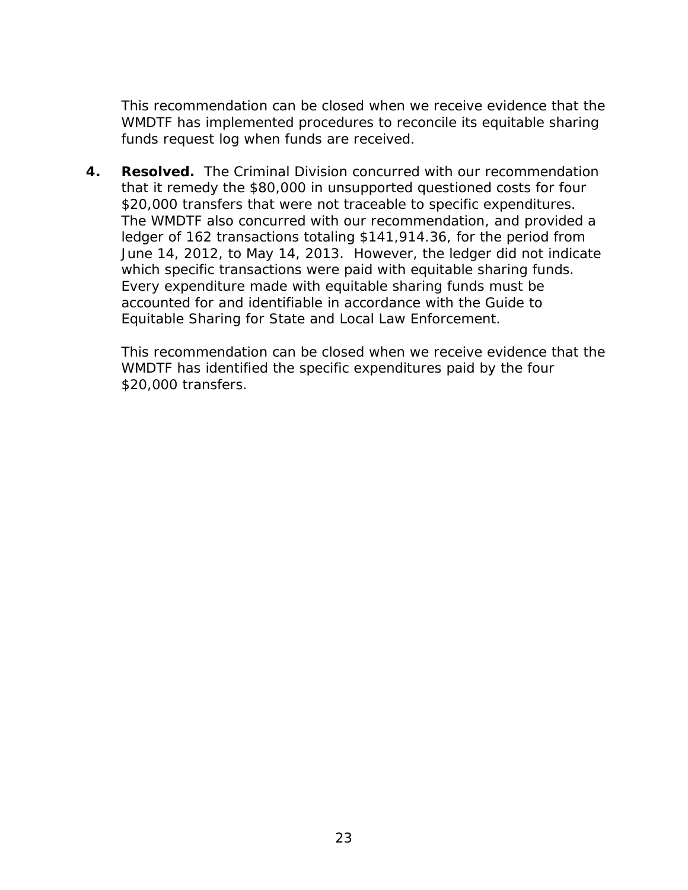This recommendation can be closed when we receive evidence that the WMDTF has implemented procedures to reconcile its equitable sharing funds request log when funds are received.

4. **Resolved.** The Criminal Division concurred with our recommendation that it remedy the $80,000 in unsupported questioned costs for four $20,000 transfers that were not traceable to specific expenditures. The WMDTF also concurred with our recommendation, and provided a ledger of 162 transactions totaling $141,914.36, for the period from June 14, 2012, to May 14, 2013. However, the ledger did not indicate which specific transactions were paid with equitable sharing funds. Every expenditure made with equitable sharing funds must be accounted for and identifiable in accordance with the Guide to Equitable Sharing for State and Local Law Enforcement.

   This recommendation can be closed when we receive evidence that the WMDTF has identified the specific expenditures paid by the four $20,000 transfers.